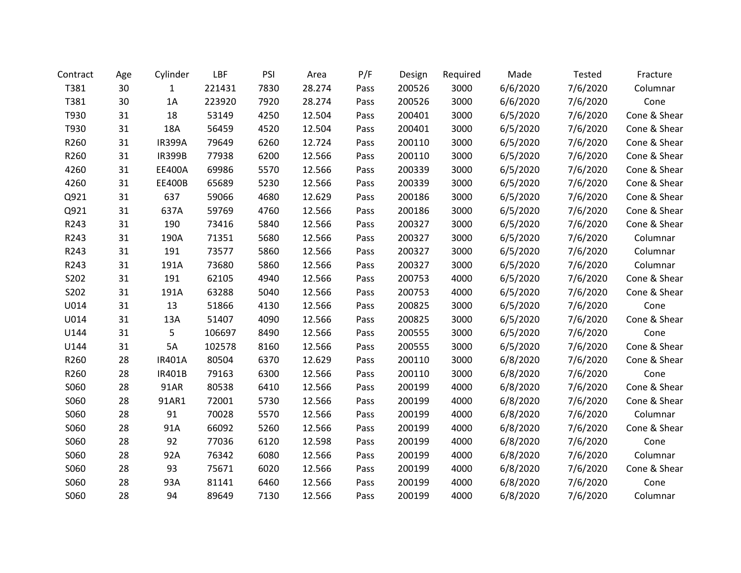| Contract | Age | Cylinder | LBF | PSI | Area | P/F | Design | Required | Made | Tested | Fracture |
|---|---|---|---|---|---|---|---|---|---|---|---|
| T381 | 30 | 1 | 221431 | 7830 | 28.274 | Pass | 200526 | 3000 | 6/6/2020 | 7/6/2020 | Columnar |
| T381 | 30 | 1A | 223920 | 7920 | 28.274 | Pass | 200526 | 3000 | 6/6/2020 | 7/6/2020 | Cone |
| T930 | 31 | 18 | 53149 | 4250 | 12.504 | Pass | 200401 | 3000 | 6/5/2020 | 7/6/2020 | Cone & Shear |
| T930 | 31 | 18A | 56459 | 4520 | 12.504 | Pass | 200401 | 3000 | 6/5/2020 | 7/6/2020 | Cone & Shear |
| R260 | 31 | IR399A | 79649 | 6260 | 12.724 | Pass | 200110 | 3000 | 6/5/2020 | 7/6/2020 | Cone & Shear |
| R260 | 31 | IR399B | 77938 | 6200 | 12.566 | Pass | 200110 | 3000 | 6/5/2020 | 7/6/2020 | Cone & Shear |
| 4260 | 31 | EE400A | 69986 | 5570 | 12.566 | Pass | 200339 | 3000 | 6/5/2020 | 7/6/2020 | Cone & Shear |
| 4260 | 31 | EE400B | 65689 | 5230 | 12.566 | Pass | 200339 | 3000 | 6/5/2020 | 7/6/2020 | Cone & Shear |
| Q921 | 31 | 637 | 59066 | 4680 | 12.629 | Pass | 200186 | 3000 | 6/5/2020 | 7/6/2020 | Cone & Shear |
| Q921 | 31 | 637A | 59769 | 4760 | 12.566 | Pass | 200186 | 3000 | 6/5/2020 | 7/6/2020 | Cone & Shear |
| R243 | 31 | 190 | 73416 | 5840 | 12.566 | Pass | 200327 | 3000 | 6/5/2020 | 7/6/2020 | Cone & Shear |
| R243 | 31 | 190A | 71351 | 5680 | 12.566 | Pass | 200327 | 3000 | 6/5/2020 | 7/6/2020 | Columnar |
| R243 | 31 | 191 | 73577 | 5860 | 12.566 | Pass | 200327 | 3000 | 6/5/2020 | 7/6/2020 | Columnar |
| R243 | 31 | 191A | 73680 | 5860 | 12.566 | Pass | 200327 | 3000 | 6/5/2020 | 7/6/2020 | Columnar |
| S202 | 31 | 191 | 62105 | 4940 | 12.566 | Pass | 200753 | 4000 | 6/5/2020 | 7/6/2020 | Cone & Shear |
| S202 | 31 | 191A | 63288 | 5040 | 12.566 | Pass | 200753 | 4000 | 6/5/2020 | 7/6/2020 | Cone & Shear |
| U014 | 31 | 13 | 51866 | 4130 | 12.566 | Pass | 200825 | 3000 | 6/5/2020 | 7/6/2020 | Cone |
| U014 | 31 | 13A | 51407 | 4090 | 12.566 | Pass | 200825 | 3000 | 6/5/2020 | 7/6/2020 | Cone & Shear |
| U144 | 31 | 5 | 106697 | 8490 | 12.566 | Pass | 200555 | 3000 | 6/5/2020 | 7/6/2020 | Cone |
| U144 | 31 | 5A | 102578 | 8160 | 12.566 | Pass | 200555 | 3000 | 6/5/2020 | 7/6/2020 | Cone & Shear |
| R260 | 28 | IR401A | 80504 | 6370 | 12.629 | Pass | 200110 | 3000 | 6/8/2020 | 7/6/2020 | Cone & Shear |
| R260 | 28 | IR401B | 79163 | 6300 | 12.566 | Pass | 200110 | 3000 | 6/8/2020 | 7/6/2020 | Cone |
| S060 | 28 | 91AR | 80538 | 6410 | 12.566 | Pass | 200199 | 4000 | 6/8/2020 | 7/6/2020 | Cone & Shear |
| S060 | 28 | 91AR1 | 72001 | 5730 | 12.566 | Pass | 200199 | 4000 | 6/8/2020 | 7/6/2020 | Cone & Shear |
| S060 | 28 | 91 | 70028 | 5570 | 12.566 | Pass | 200199 | 4000 | 6/8/2020 | 7/6/2020 | Columnar |
| S060 | 28 | 91A | 66092 | 5260 | 12.566 | Pass | 200199 | 4000 | 6/8/2020 | 7/6/2020 | Cone & Shear |
| S060 | 28 | 92 | 77036 | 6120 | 12.598 | Pass | 200199 | 4000 | 6/8/2020 | 7/6/2020 | Cone |
| S060 | 28 | 92A | 76342 | 6080 | 12.566 | Pass | 200199 | 4000 | 6/8/2020 | 7/6/2020 | Columnar |
| S060 | 28 | 93 | 75671 | 6020 | 12.566 | Pass | 200199 | 4000 | 6/8/2020 | 7/6/2020 | Cone & Shear |
| S060 | 28 | 93A | 81141 | 6460 | 12.566 | Pass | 200199 | 4000 | 6/8/2020 | 7/6/2020 | Cone |
| S060 | 28 | 94 | 89649 | 7130 | 12.566 | Pass | 200199 | 4000 | 6/8/2020 | 7/6/2020 | Columnar |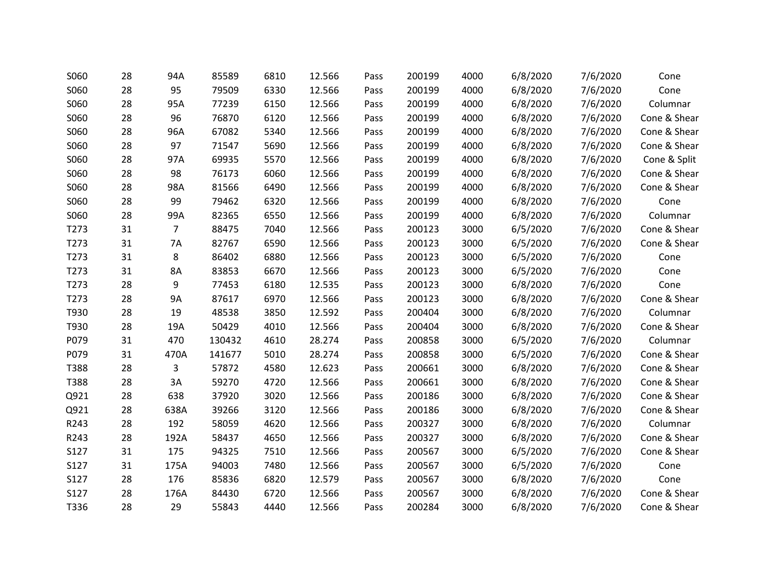| | | | | | | | | | | | |
|---|---|---|---|---|---|---|---|---|---|---|---|
| S060 | 28 | 94A | 85589 | 6810 | 12.566 | Pass | 200199 | 4000 | 6/8/2020 | 7/6/2020 | Cone |
| S060 | 28 | 95 | 79509 | 6330 | 12.566 | Pass | 200199 | 4000 | 6/8/2020 | 7/6/2020 | Cone |
| S060 | 28 | 95A | 77239 | 6150 | 12.566 | Pass | 200199 | 4000 | 6/8/2020 | 7/6/2020 | Columnar |
| S060 | 28 | 96 | 76870 | 6120 | 12.566 | Pass | 200199 | 4000 | 6/8/2020 | 7/6/2020 | Cone & Shear |
| S060 | 28 | 96A | 67082 | 5340 | 12.566 | Pass | 200199 | 4000 | 6/8/2020 | 7/6/2020 | Cone & Shear |
| S060 | 28 | 97 | 71547 | 5690 | 12.566 | Pass | 200199 | 4000 | 6/8/2020 | 7/6/2020 | Cone & Shear |
| S060 | 28 | 97A | 69935 | 5570 | 12.566 | Pass | 200199 | 4000 | 6/8/2020 | 7/6/2020 | Cone & Split |
| S060 | 28 | 98 | 76173 | 6060 | 12.566 | Pass | 200199 | 4000 | 6/8/2020 | 7/6/2020 | Cone & Shear |
| S060 | 28 | 98A | 81566 | 6490 | 12.566 | Pass | 200199 | 4000 | 6/8/2020 | 7/6/2020 | Cone & Shear |
| S060 | 28 | 99 | 79462 | 6320 | 12.566 | Pass | 200199 | 4000 | 6/8/2020 | 7/6/2020 | Cone |
| S060 | 28 | 99A | 82365 | 6550 | 12.566 | Pass | 200199 | 4000 | 6/8/2020 | 7/6/2020 | Columnar |
| T273 | 31 | 7 | 88475 | 7040 | 12.566 | Pass | 200123 | 3000 | 6/5/2020 | 7/6/2020 | Cone & Shear |
| T273 | 31 | 7A | 82767 | 6590 | 12.566 | Pass | 200123 | 3000 | 6/5/2020 | 7/6/2020 | Cone & Shear |
| T273 | 31 | 8 | 86402 | 6880 | 12.566 | Pass | 200123 | 3000 | 6/5/2020 | 7/6/2020 | Cone |
| T273 | 31 | 8A | 83853 | 6670 | 12.566 | Pass | 200123 | 3000 | 6/5/2020 | 7/6/2020 | Cone |
| T273 | 28 | 9 | 77453 | 6180 | 12.535 | Pass | 200123 | 3000 | 6/8/2020 | 7/6/2020 | Cone |
| T273 | 28 | 9A | 87617 | 6970 | 12.566 | Pass | 200123 | 3000 | 6/8/2020 | 7/6/2020 | Cone & Shear |
| T930 | 28 | 19 | 48538 | 3850 | 12.592 | Pass | 200404 | 3000 | 6/8/2020 | 7/6/2020 | Columnar |
| T930 | 28 | 19A | 50429 | 4010 | 12.566 | Pass | 200404 | 3000 | 6/8/2020 | 7/6/2020 | Cone & Shear |
| P079 | 31 | 470 | 130432 | 4610 | 28.274 | Pass | 200858 | 3000 | 6/5/2020 | 7/6/2020 | Columnar |
| P079 | 31 | 470A | 141677 | 5010 | 28.274 | Pass | 200858 | 3000 | 6/5/2020 | 7/6/2020 | Cone & Shear |
| T388 | 28 | 3 | 57872 | 4580 | 12.623 | Pass | 200661 | 3000 | 6/8/2020 | 7/6/2020 | Cone & Shear |
| T388 | 28 | 3A | 59270 | 4720 | 12.566 | Pass | 200661 | 3000 | 6/8/2020 | 7/6/2020 | Cone & Shear |
| Q921 | 28 | 638 | 37920 | 3020 | 12.566 | Pass | 200186 | 3000 | 6/8/2020 | 7/6/2020 | Cone & Shear |
| Q921 | 28 | 638A | 39266 | 3120 | 12.566 | Pass | 200186 | 3000 | 6/8/2020 | 7/6/2020 | Cone & Shear |
| R243 | 28 | 192 | 58059 | 4620 | 12.566 | Pass | 200327 | 3000 | 6/8/2020 | 7/6/2020 | Columnar |
| R243 | 28 | 192A | 58437 | 4650 | 12.566 | Pass | 200327 | 3000 | 6/8/2020 | 7/6/2020 | Cone & Shear |
| S127 | 31 | 175 | 94325 | 7510 | 12.566 | Pass | 200567 | 3000 | 6/5/2020 | 7/6/2020 | Cone & Shear |
| S127 | 31 | 175A | 94003 | 7480 | 12.566 | Pass | 200567 | 3000 | 6/5/2020 | 7/6/2020 | Cone |
| S127 | 28 | 176 | 85836 | 6820 | 12.579 | Pass | 200567 | 3000 | 6/8/2020 | 7/6/2020 | Cone |
| S127 | 28 | 176A | 84430 | 6720 | 12.566 | Pass | 200567 | 3000 | 6/8/2020 | 7/6/2020 | Cone & Shear |
| T336 | 28 | 29 | 55843 | 4440 | 12.566 | Pass | 200284 | 3000 | 6/8/2020 | 7/6/2020 | Cone & Shear |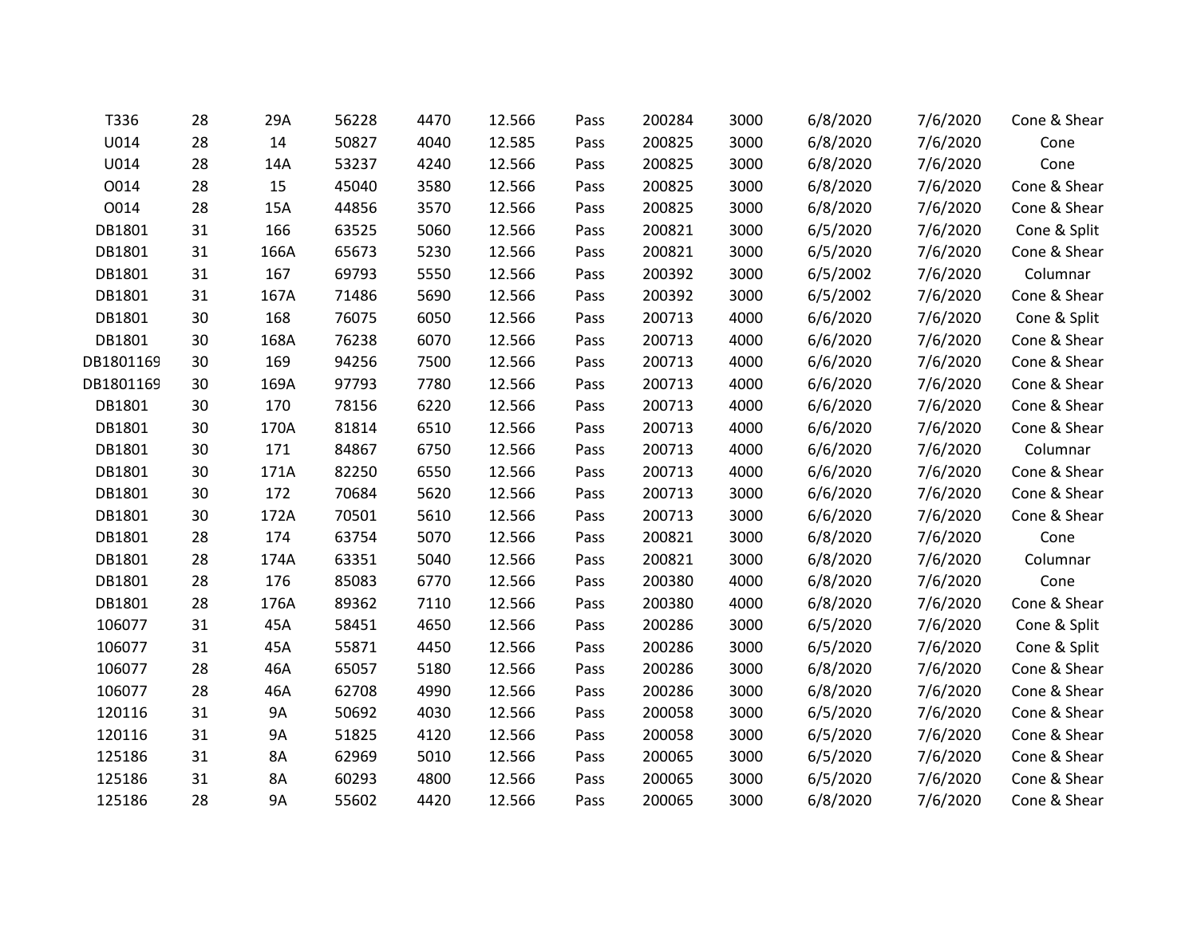| | | | | | | | | | | | |
|---|---|---|---|---|---|---|---|---|---|---|---|
| T336 | 28 | 29A | 56228 | 4470 | 12.566 | Pass | 200284 | 3000 | 6/8/2020 | 7/6/2020 | Cone & Shear |
| U014 | 28 | 14 | 50827 | 4040 | 12.585 | Pass | 200825 | 3000 | 6/8/2020 | 7/6/2020 | Cone |
| U014 | 28 | 14A | 53237 | 4240 | 12.566 | Pass | 200825 | 3000 | 6/8/2020 | 7/6/2020 | Cone |
| O014 | 28 | 15 | 45040 | 3580 | 12.566 | Pass | 200825 | 3000 | 6/8/2020 | 7/6/2020 | Cone & Shear |
| O014 | 28 | 15A | 44856 | 3570 | 12.566 | Pass | 200825 | 3000 | 6/8/2020 | 7/6/2020 | Cone & Shear |
| DB1801 | 31 | 166 | 63525 | 5060 | 12.566 | Pass | 200821 | 3000 | 6/5/2020 | 7/6/2020 | Cone & Split |
| DB1801 | 31 | 166A | 65673 | 5230 | 12.566 | Pass | 200821 | 3000 | 6/5/2020 | 7/6/2020 | Cone & Shear |
| DB1801 | 31 | 167 | 69793 | 5550 | 12.566 | Pass | 200392 | 3000 | 6/5/2002 | 7/6/2020 | Columnar |
| DB1801 | 31 | 167A | 71486 | 5690 | 12.566 | Pass | 200392 | 3000 | 6/5/2002 | 7/6/2020 | Cone & Shear |
| DB1801 | 30 | 168 | 76075 | 6050 | 12.566 | Pass | 200713 | 4000 | 6/6/2020 | 7/6/2020 | Cone & Split |
| DB1801 | 30 | 168A | 76238 | 6070 | 12.566 | Pass | 200713 | 4000 | 6/6/2020 | 7/6/2020 | Cone & Shear |
| DB1801169 | 30 | 169 | 94256 | 7500 | 12.566 | Pass | 200713 | 4000 | 6/6/2020 | 7/6/2020 | Cone & Shear |
| DB1801169 | 30 | 169A | 97793 | 7780 | 12.566 | Pass | 200713 | 4000 | 6/6/2020 | 7/6/2020 | Cone & Shear |
| DB1801 | 30 | 170 | 78156 | 6220 | 12.566 | Pass | 200713 | 4000 | 6/6/2020 | 7/6/2020 | Cone & Shear |
| DB1801 | 30 | 170A | 81814 | 6510 | 12.566 | Pass | 200713 | 4000 | 6/6/2020 | 7/6/2020 | Cone & Shear |
| DB1801 | 30 | 171 | 84867 | 6750 | 12.566 | Pass | 200713 | 4000 | 6/6/2020 | 7/6/2020 | Columnar |
| DB1801 | 30 | 171A | 82250 | 6550 | 12.566 | Pass | 200713 | 4000 | 6/6/2020 | 7/6/2020 | Cone & Shear |
| DB1801 | 30 | 172 | 70684 | 5620 | 12.566 | Pass | 200713 | 3000 | 6/6/2020 | 7/6/2020 | Cone & Shear |
| DB1801 | 30 | 172A | 70501 | 5610 | 12.566 | Pass | 200713 | 3000 | 6/6/2020 | 7/6/2020 | Cone & Shear |
| DB1801 | 28 | 174 | 63754 | 5070 | 12.566 | Pass | 200821 | 3000 | 6/8/2020 | 7/6/2020 | Cone |
| DB1801 | 28 | 174A | 63351 | 5040 | 12.566 | Pass | 200821 | 3000 | 6/8/2020 | 7/6/2020 | Columnar |
| DB1801 | 28 | 176 | 85083 | 6770 | 12.566 | Pass | 200380 | 4000 | 6/8/2020 | 7/6/2020 | Cone |
| DB1801 | 28 | 176A | 89362 | 7110 | 12.566 | Pass | 200380 | 4000 | 6/8/2020 | 7/6/2020 | Cone & Shear |
| 106077 | 31 | 45A | 58451 | 4650 | 12.566 | Pass | 200286 | 3000 | 6/5/2020 | 7/6/2020 | Cone & Split |
| 106077 | 31 | 45A | 55871 | 4450 | 12.566 | Pass | 200286 | 3000 | 6/5/2020 | 7/6/2020 | Cone & Split |
| 106077 | 28 | 46A | 65057 | 5180 | 12.566 | Pass | 200286 | 3000 | 6/8/2020 | 7/6/2020 | Cone & Shear |
| 106077 | 28 | 46A | 62708 | 4990 | 12.566 | Pass | 200286 | 3000 | 6/8/2020 | 7/6/2020 | Cone & Shear |
| 120116 | 31 | 9A | 50692 | 4030 | 12.566 | Pass | 200058 | 3000 | 6/5/2020 | 7/6/2020 | Cone & Shear |
| 120116 | 31 | 9A | 51825 | 4120 | 12.566 | Pass | 200058 | 3000 | 6/5/2020 | 7/6/2020 | Cone & Shear |
| 125186 | 31 | 8A | 62969 | 5010 | 12.566 | Pass | 200065 | 3000 | 6/5/2020 | 7/6/2020 | Cone & Shear |
| 125186 | 31 | 8A | 60293 | 4800 | 12.566 | Pass | 200065 | 3000 | 6/5/2020 | 7/6/2020 | Cone & Shear |
| 125186 | 28 | 9A | 55602 | 4420 | 12.566 | Pass | 200065 | 3000 | 6/8/2020 | 7/6/2020 | Cone & Shear |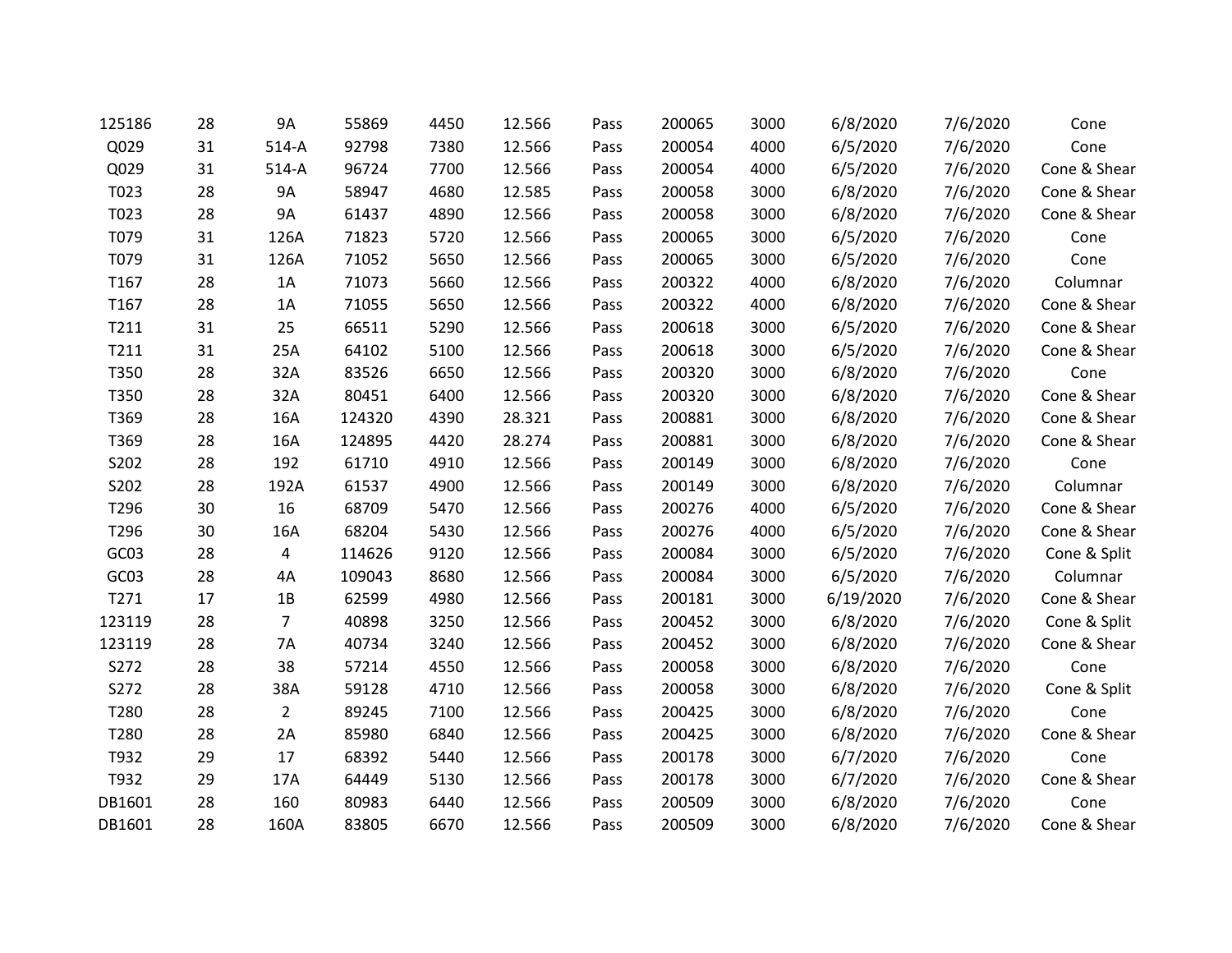| | | | | | | | | | | | |
|---|---|---|---|---|---|---|---|---|---|---|---|
| 125186 | 28 | 9A | 55869 | 4450 | 12.566 | Pass | 200065 | 3000 | 6/8/2020 | 7/6/2020 | Cone |
| Q029 | 31 | 514-A | 92798 | 7380 | 12.566 | Pass | 200054 | 4000 | 6/5/2020 | 7/6/2020 | Cone |
| Q029 | 31 | 514-A | 96724 | 7700 | 12.566 | Pass | 200054 | 4000 | 6/5/2020 | 7/6/2020 | Cone & Shear |
| T023 | 28 | 9A | 58947 | 4680 | 12.585 | Pass | 200058 | 3000 | 6/8/2020 | 7/6/2020 | Cone & Shear |
| T023 | 28 | 9A | 61437 | 4890 | 12.566 | Pass | 200058 | 3000 | 6/8/2020 | 7/6/2020 | Cone & Shear |
| T079 | 31 | 126A | 71823 | 5720 | 12.566 | Pass | 200065 | 3000 | 6/5/2020 | 7/6/2020 | Cone |
| T079 | 31 | 126A | 71052 | 5650 | 12.566 | Pass | 200065 | 3000 | 6/5/2020 | 7/6/2020 | Cone |
| T167 | 28 | 1A | 71073 | 5660 | 12.566 | Pass | 200322 | 4000 | 6/8/2020 | 7/6/2020 | Columnar |
| T167 | 28 | 1A | 71055 | 5650 | 12.566 | Pass | 200322 | 4000 | 6/8/2020 | 7/6/2020 | Cone & Shear |
| T211 | 31 | 25 | 66511 | 5290 | 12.566 | Pass | 200618 | 3000 | 6/5/2020 | 7/6/2020 | Cone & Shear |
| T211 | 31 | 25A | 64102 | 5100 | 12.566 | Pass | 200618 | 3000 | 6/5/2020 | 7/6/2020 | Cone & Shear |
| T350 | 28 | 32A | 83526 | 6650 | 12.566 | Pass | 200320 | 3000 | 6/8/2020 | 7/6/2020 | Cone |
| T350 | 28 | 32A | 80451 | 6400 | 12.566 | Pass | 200320 | 3000 | 6/8/2020 | 7/6/2020 | Cone & Shear |
| T369 | 28 | 16A | 124320 | 4390 | 28.321 | Pass | 200881 | 3000 | 6/8/2020 | 7/6/2020 | Cone & Shear |
| T369 | 28 | 16A | 124895 | 4420 | 28.274 | Pass | 200881 | 3000 | 6/8/2020 | 7/6/2020 | Cone & Shear |
| S202 | 28 | 192 | 61710 | 4910 | 12.566 | Pass | 200149 | 3000 | 6/8/2020 | 7/6/2020 | Cone |
| S202 | 28 | 192A | 61537 | 4900 | 12.566 | Pass | 200149 | 3000 | 6/8/2020 | 7/6/2020 | Columnar |
| T296 | 30 | 16 | 68709 | 5470 | 12.566 | Pass | 200276 | 4000 | 6/5/2020 | 7/6/2020 | Cone & Shear |
| T296 | 30 | 16A | 68204 | 5430 | 12.566 | Pass | 200276 | 4000 | 6/5/2020 | 7/6/2020 | Cone & Shear |
| GC03 | 28 | 4 | 114626 | 9120 | 12.566 | Pass | 200084 | 3000 | 6/5/2020 | 7/6/2020 | Cone & Split |
| GC03 | 28 | 4A | 109043 | 8680 | 12.566 | Pass | 200084 | 3000 | 6/5/2020 | 7/6/2020 | Columnar |
| T271 | 17 | 1B | 62599 | 4980 | 12.566 | Pass | 200181 | 3000 | 6/19/2020 | 7/6/2020 | Cone & Shear |
| 123119 | 28 | 7 | 40898 | 3250 | 12.566 | Pass | 200452 | 3000 | 6/8/2020 | 7/6/2020 | Cone & Split |
| 123119 | 28 | 7A | 40734 | 3240 | 12.566 | Pass | 200452 | 3000 | 6/8/2020 | 7/6/2020 | Cone & Shear |
| S272 | 28 | 38 | 57214 | 4550 | 12.566 | Pass | 200058 | 3000 | 6/8/2020 | 7/6/2020 | Cone |
| S272 | 28 | 38A | 59128 | 4710 | 12.566 | Pass | 200058 | 3000 | 6/8/2020 | 7/6/2020 | Cone & Split |
| T280 | 28 | 2 | 89245 | 7100 | 12.566 | Pass | 200425 | 3000 | 6/8/2020 | 7/6/2020 | Cone |
| T280 | 28 | 2A | 85980 | 6840 | 12.566 | Pass | 200425 | 3000 | 6/8/2020 | 7/6/2020 | Cone & Shear |
| T932 | 29 | 17 | 68392 | 5440 | 12.566 | Pass | 200178 | 3000 | 6/7/2020 | 7/6/2020 | Cone |
| T932 | 29 | 17A | 64449 | 5130 | 12.566 | Pass | 200178 | 3000 | 6/7/2020 | 7/6/2020 | Cone & Shear |
| DB1601 | 28 | 160 | 80983 | 6440 | 12.566 | Pass | 200509 | 3000 | 6/8/2020 | 7/6/2020 | Cone |
| DB1601 | 28 | 160A | 83805 | 6670 | 12.566 | Pass | 200509 | 3000 | 6/8/2020 | 7/6/2020 | Cone & Shear |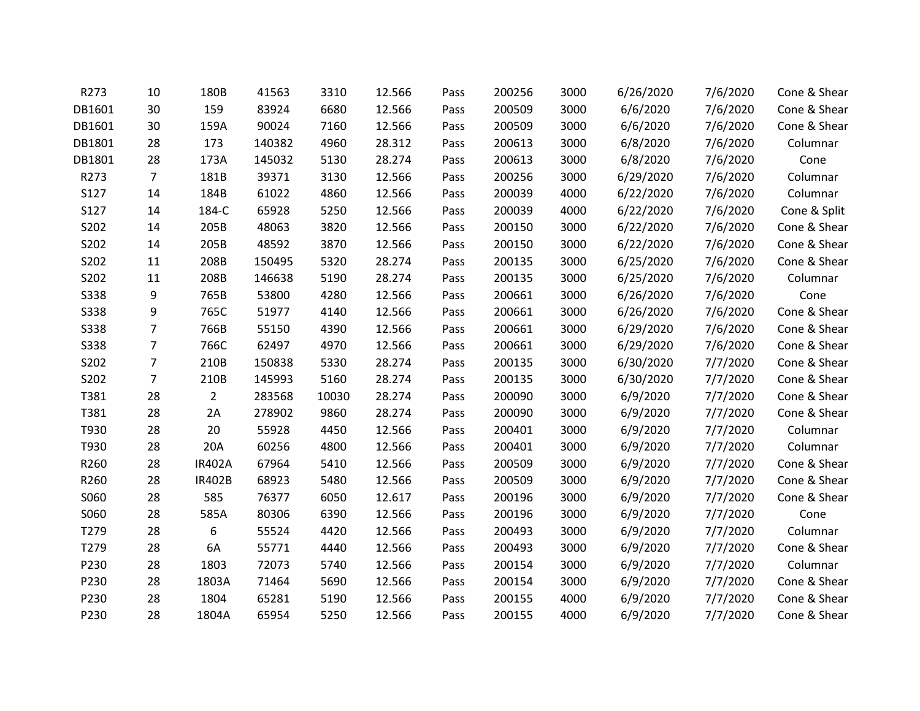| R273 | 10 | 180B | 41563 | 3310 | 12.566 | Pass | 200256 | 3000 | 6/26/2020 | 7/6/2020 | Cone & Shear |
|---|---|---|---|---|---|---|---|---|---|---|---|
| DB1601 | 30 | 159 | 83924 | 6680 | 12.566 | Pass | 200509 | 3000 | 6/6/2020 | 7/6/2020 | Cone & Shear |
| DB1601 | 30 | 159A | 90024 | 7160 | 12.566 | Pass | 200509 | 3000 | 6/6/2020 | 7/6/2020 | Cone & Shear |
| DB1801 | 28 | 173 | 140382 | 4960 | 28.312 | Pass | 200613 | 3000 | 6/8/2020 | 7/6/2020 | Columnar |
| DB1801 | 28 | 173A | 145032 | 5130 | 28.274 | Pass | 200613 | 3000 | 6/8/2020 | 7/6/2020 | Cone |
| R273 | 7 | 181B | 39371 | 3130 | 12.566 | Pass | 200256 | 3000 | 6/29/2020 | 7/6/2020 | Columnar |
| S127 | 14 | 184B | 61022 | 4860 | 12.566 | Pass | 200039 | 4000 | 6/22/2020 | 7/6/2020 | Columnar |
| S127 | 14 | 184-C | 65928 | 5250 | 12.566 | Pass | 200039 | 4000 | 6/22/2020 | 7/6/2020 | Cone & Split |
| S202 | 14 | 205B | 48063 | 3820 | 12.566 | Pass | 200150 | 3000 | 6/22/2020 | 7/6/2020 | Cone & Shear |
| S202 | 14 | 205B | 48592 | 3870 | 12.566 | Pass | 200150 | 3000 | 6/22/2020 | 7/6/2020 | Cone & Shear |
| S202 | 11 | 208B | 150495 | 5320 | 28.274 | Pass | 200135 | 3000 | 6/25/2020 | 7/6/2020 | Cone & Shear |
| S202 | 11 | 208B | 146638 | 5190 | 28.274 | Pass | 200135 | 3000 | 6/25/2020 | 7/6/2020 | Columnar |
| S338 | 9 | 765B | 53800 | 4280 | 12.566 | Pass | 200661 | 3000 | 6/26/2020 | 7/6/2020 | Cone |
| S338 | 9 | 765C | 51977 | 4140 | 12.566 | Pass | 200661 | 3000 | 6/26/2020 | 7/6/2020 | Cone & Shear |
| S338 | 7 | 766B | 55150 | 4390 | 12.566 | Pass | 200661 | 3000 | 6/29/2020 | 7/6/2020 | Cone & Shear |
| S338 | 7 | 766C | 62497 | 4970 | 12.566 | Pass | 200661 | 3000 | 6/29/2020 | 7/6/2020 | Cone & Shear |
| S202 | 7 | 210B | 150838 | 5330 | 28.274 | Pass | 200135 | 3000 | 6/30/2020 | 7/7/2020 | Cone & Shear |
| S202 | 7 | 210B | 145993 | 5160 | 28.274 | Pass | 200135 | 3000 | 6/30/2020 | 7/7/2020 | Cone & Shear |
| T381 | 28 | 2 | 283568 | 10030 | 28.274 | Pass | 200090 | 3000 | 6/9/2020 | 7/7/2020 | Cone & Shear |
| T381 | 28 | 2A | 278902 | 9860 | 28.274 | Pass | 200090 | 3000 | 6/9/2020 | 7/7/2020 | Cone & Shear |
| T930 | 28 | 20 | 55928 | 4450 | 12.566 | Pass | 200401 | 3000 | 6/9/2020 | 7/7/2020 | Columnar |
| T930 | 28 | 20A | 60256 | 4800 | 12.566 | Pass | 200401 | 3000 | 6/9/2020 | 7/7/2020 | Columnar |
| R260 | 28 | IR402A | 67964 | 5410 | 12.566 | Pass | 200509 | 3000 | 6/9/2020 | 7/7/2020 | Cone & Shear |
| R260 | 28 | IR402B | 68923 | 5480 | 12.566 | Pass | 200509 | 3000 | 6/9/2020 | 7/7/2020 | Cone & Shear |
| S060 | 28 | 585 | 76377 | 6050 | 12.617 | Pass | 200196 | 3000 | 6/9/2020 | 7/7/2020 | Cone & Shear |
| S060 | 28 | 585A | 80306 | 6390 | 12.566 | Pass | 200196 | 3000 | 6/9/2020 | 7/7/2020 | Cone |
| T279 | 28 | 6 | 55524 | 4420 | 12.566 | Pass | 200493 | 3000 | 6/9/2020 | 7/7/2020 | Columnar |
| T279 | 28 | 6A | 55771 | 4440 | 12.566 | Pass | 200493 | 3000 | 6/9/2020 | 7/7/2020 | Cone & Shear |
| P230 | 28 | 1803 | 72073 | 5740 | 12.566 | Pass | 200154 | 3000 | 6/9/2020 | 7/7/2020 | Columnar |
| P230 | 28 | 1803A | 71464 | 5690 | 12.566 | Pass | 200154 | 3000 | 6/9/2020 | 7/7/2020 | Cone & Shear |
| P230 | 28 | 1804 | 65281 | 5190 | 12.566 | Pass | 200155 | 4000 | 6/9/2020 | 7/7/2020 | Cone & Shear |
| P230 | 28 | 1804A | 65954 | 5250 | 12.566 | Pass | 200155 | 4000 | 6/9/2020 | 7/7/2020 | Cone & Shear |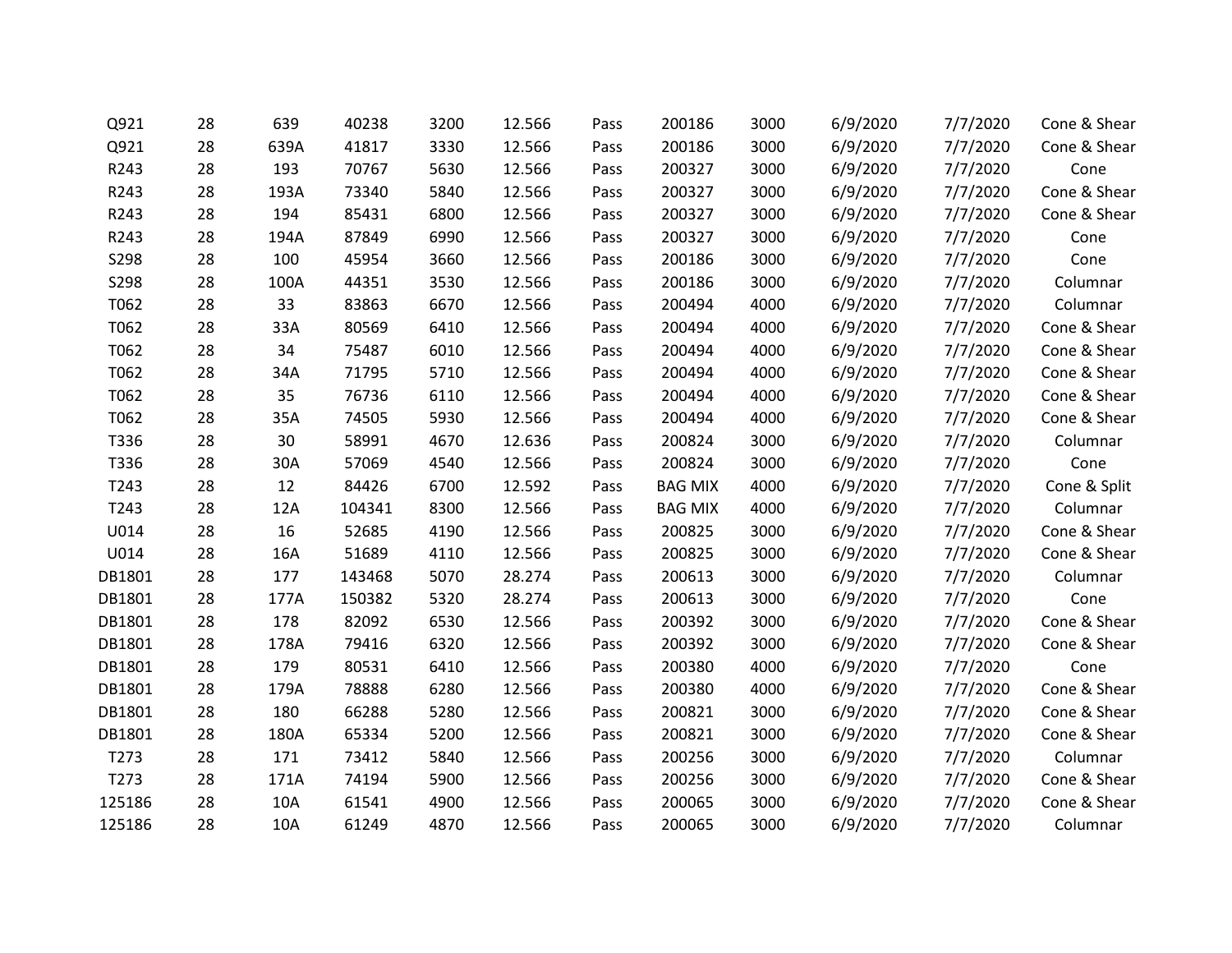| | | | | | | | | | | | |
|---|---|---|---|---|---|---|---|---|---|---|---|
| Q921 | 28 | 639 | 40238 | 3200 | 12.566 | Pass | 200186 | 3000 | 6/9/2020 | 7/7/2020 | Cone & Shear |
| Q921 | 28 | 639A | 41817 | 3330 | 12.566 | Pass | 200186 | 3000 | 6/9/2020 | 7/7/2020 | Cone & Shear |
| R243 | 28 | 193 | 70767 | 5630 | 12.566 | Pass | 200327 | 3000 | 6/9/2020 | 7/7/2020 | Cone |
| R243 | 28 | 193A | 73340 | 5840 | 12.566 | Pass | 200327 | 3000 | 6/9/2020 | 7/7/2020 | Cone & Shear |
| R243 | 28 | 194 | 85431 | 6800 | 12.566 | Pass | 200327 | 3000 | 6/9/2020 | 7/7/2020 | Cone & Shear |
| R243 | 28 | 194A | 87849 | 6990 | 12.566 | Pass | 200327 | 3000 | 6/9/2020 | 7/7/2020 | Cone |
| S298 | 28 | 100 | 45954 | 3660 | 12.566 | Pass | 200186 | 3000 | 6/9/2020 | 7/7/2020 | Cone |
| S298 | 28 | 100A | 44351 | 3530 | 12.566 | Pass | 200186 | 3000 | 6/9/2020 | 7/7/2020 | Columnar |
| T062 | 28 | 33 | 83863 | 6670 | 12.566 | Pass | 200494 | 4000 | 6/9/2020 | 7/7/2020 | Columnar |
| T062 | 28 | 33A | 80569 | 6410 | 12.566 | Pass | 200494 | 4000 | 6/9/2020 | 7/7/2020 | Cone & Shear |
| T062 | 28 | 34 | 75487 | 6010 | 12.566 | Pass | 200494 | 4000 | 6/9/2020 | 7/7/2020 | Cone & Shear |
| T062 | 28 | 34A | 71795 | 5710 | 12.566 | Pass | 200494 | 4000 | 6/9/2020 | 7/7/2020 | Cone & Shear |
| T062 | 28 | 35 | 76736 | 6110 | 12.566 | Pass | 200494 | 4000 | 6/9/2020 | 7/7/2020 | Cone & Shear |
| T062 | 28 | 35A | 74505 | 5930 | 12.566 | Pass | 200494 | 4000 | 6/9/2020 | 7/7/2020 | Cone & Shear |
| T336 | 28 | 30 | 58991 | 4670 | 12.636 | Pass | 200824 | 3000 | 6/9/2020 | 7/7/2020 | Columnar |
| T336 | 28 | 30A | 57069 | 4540 | 12.566 | Pass | 200824 | 3000 | 6/9/2020 | 7/7/2020 | Cone |
| T243 | 28 | 12 | 84426 | 6700 | 12.592 | Pass | BAG MIX | 4000 | 6/9/2020 | 7/7/2020 | Cone & Split |
| T243 | 28 | 12A | 104341 | 8300 | 12.566 | Pass | BAG MIX | 4000 | 6/9/2020 | 7/7/2020 | Columnar |
| U014 | 28 | 16 | 52685 | 4190 | 12.566 | Pass | 200825 | 3000 | 6/9/2020 | 7/7/2020 | Cone & Shear |
| U014 | 28 | 16A | 51689 | 4110 | 12.566 | Pass | 200825 | 3000 | 6/9/2020 | 7/7/2020 | Cone & Shear |
| DB1801 | 28 | 177 | 143468 | 5070 | 28.274 | Pass | 200613 | 3000 | 6/9/2020 | 7/7/2020 | Columnar |
| DB1801 | 28 | 177A | 150382 | 5320 | 28.274 | Pass | 200613 | 3000 | 6/9/2020 | 7/7/2020 | Cone |
| DB1801 | 28 | 178 | 82092 | 6530 | 12.566 | Pass | 200392 | 3000 | 6/9/2020 | 7/7/2020 | Cone & Shear |
| DB1801 | 28 | 178A | 79416 | 6320 | 12.566 | Pass | 200392 | 3000 | 6/9/2020 | 7/7/2020 | Cone & Shear |
| DB1801 | 28 | 179 | 80531 | 6410 | 12.566 | Pass | 200380 | 4000 | 6/9/2020 | 7/7/2020 | Cone |
| DB1801 | 28 | 179A | 78888 | 6280 | 12.566 | Pass | 200380 | 4000 | 6/9/2020 | 7/7/2020 | Cone & Shear |
| DB1801 | 28 | 180 | 66288 | 5280 | 12.566 | Pass | 200821 | 3000 | 6/9/2020 | 7/7/2020 | Cone & Shear |
| DB1801 | 28 | 180A | 65334 | 5200 | 12.566 | Pass | 200821 | 3000 | 6/9/2020 | 7/7/2020 | Cone & Shear |
| T273 | 28 | 171 | 73412 | 5840 | 12.566 | Pass | 200256 | 3000 | 6/9/2020 | 7/7/2020 | Columnar |
| T273 | 28 | 171A | 74194 | 5900 | 12.566 | Pass | 200256 | 3000 | 6/9/2020 | 7/7/2020 | Cone & Shear |
| 125186 | 28 | 10A | 61541 | 4900 | 12.566 | Pass | 200065 | 3000 | 6/9/2020 | 7/7/2020 | Cone & Shear |
| 125186 | 28 | 10A | 61249 | 4870 | 12.566 | Pass | 200065 | 3000 | 6/9/2020 | 7/7/2020 | Columnar |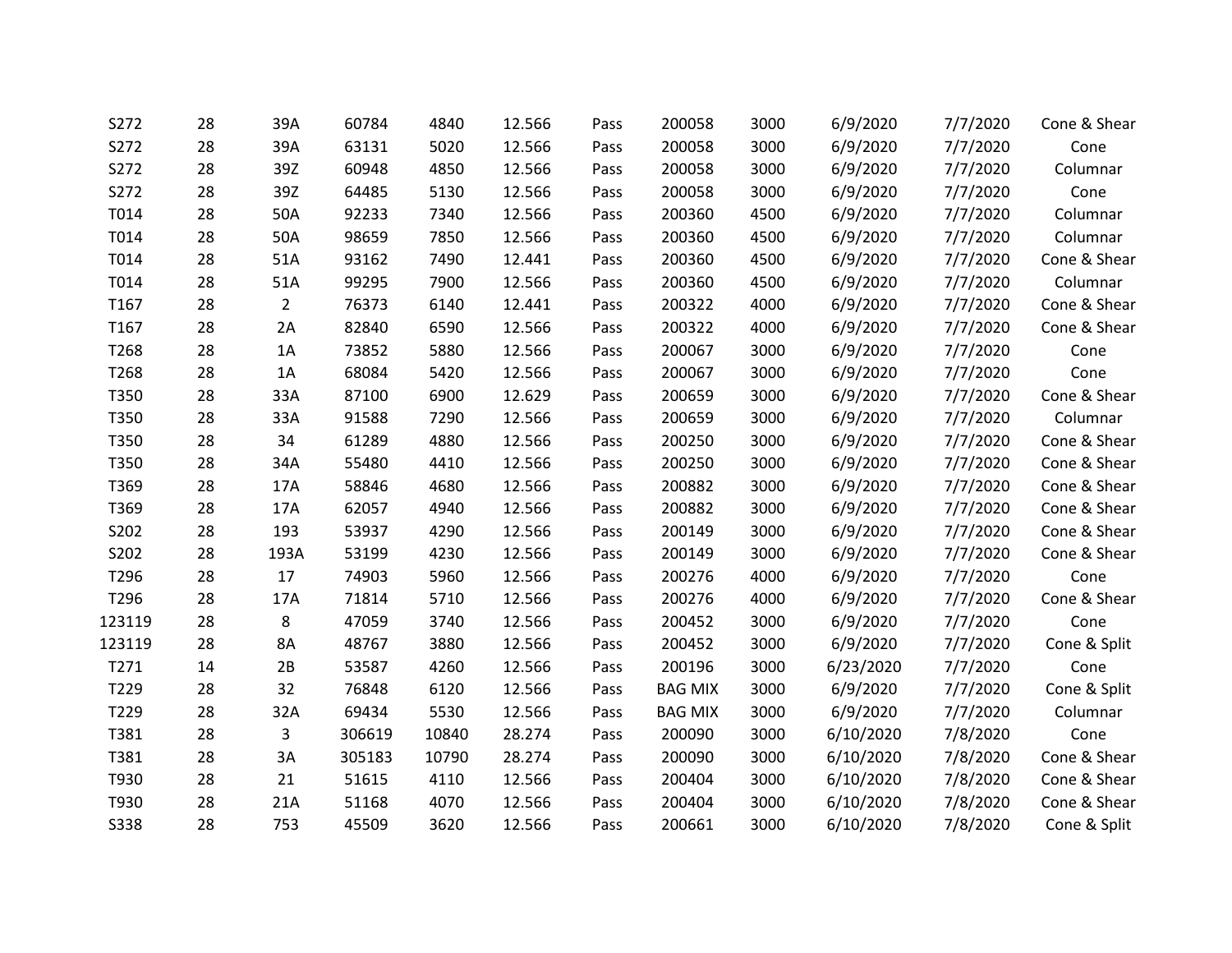| | | | | | | | | | | | |
|---|---|---|---|---|---|---|---|---|---|---|---|
| S272 | 28 | 39A | 60784 | 4840 | 12.566 | Pass | 200058 | 3000 | 6/9/2020 | 7/7/2020 | Cone & Shear |
| S272 | 28 | 39A | 63131 | 5020 | 12.566 | Pass | 200058 | 3000 | 6/9/2020 | 7/7/2020 | Cone |
| S272 | 28 | 39Z | 60948 | 4850 | 12.566 | Pass | 200058 | 3000 | 6/9/2020 | 7/7/2020 | Columnar |
| S272 | 28 | 39Z | 64485 | 5130 | 12.566 | Pass | 200058 | 3000 | 6/9/2020 | 7/7/2020 | Cone |
| T014 | 28 | 50A | 92233 | 7340 | 12.566 | Pass | 200360 | 4500 | 6/9/2020 | 7/7/2020 | Columnar |
| T014 | 28 | 50A | 98659 | 7850 | 12.566 | Pass | 200360 | 4500 | 6/9/2020 | 7/7/2020 | Columnar |
| T014 | 28 | 51A | 93162 | 7490 | 12.441 | Pass | 200360 | 4500 | 6/9/2020 | 7/7/2020 | Cone & Shear |
| T014 | 28 | 51A | 99295 | 7900 | 12.566 | Pass | 200360 | 4500 | 6/9/2020 | 7/7/2020 | Columnar |
| T167 | 28 | 2 | 76373 | 6140 | 12.441 | Pass | 200322 | 4000 | 6/9/2020 | 7/7/2020 | Cone & Shear |
| T167 | 28 | 2A | 82840 | 6590 | 12.566 | Pass | 200322 | 4000 | 6/9/2020 | 7/7/2020 | Cone & Shear |
| T268 | 28 | 1A | 73852 | 5880 | 12.566 | Pass | 200067 | 3000 | 6/9/2020 | 7/7/2020 | Cone |
| T268 | 28 | 1A | 68084 | 5420 | 12.566 | Pass | 200067 | 3000 | 6/9/2020 | 7/7/2020 | Cone |
| T350 | 28 | 33A | 87100 | 6900 | 12.629 | Pass | 200659 | 3000 | 6/9/2020 | 7/7/2020 | Cone & Shear |
| T350 | 28 | 33A | 91588 | 7290 | 12.566 | Pass | 200659 | 3000 | 6/9/2020 | 7/7/2020 | Columnar |
| T350 | 28 | 34 | 61289 | 4880 | 12.566 | Pass | 200250 | 3000 | 6/9/2020 | 7/7/2020 | Cone & Shear |
| T350 | 28 | 34A | 55480 | 4410 | 12.566 | Pass | 200250 | 3000 | 6/9/2020 | 7/7/2020 | Cone & Shear |
| T369 | 28 | 17A | 58846 | 4680 | 12.566 | Pass | 200882 | 3000 | 6/9/2020 | 7/7/2020 | Cone & Shear |
| T369 | 28 | 17A | 62057 | 4940 | 12.566 | Pass | 200882 | 3000 | 6/9/2020 | 7/7/2020 | Cone & Shear |
| S202 | 28 | 193 | 53937 | 4290 | 12.566 | Pass | 200149 | 3000 | 6/9/2020 | 7/7/2020 | Cone & Shear |
| S202 | 28 | 193A | 53199 | 4230 | 12.566 | Pass | 200149 | 3000 | 6/9/2020 | 7/7/2020 | Cone & Shear |
| T296 | 28 | 17 | 74903 | 5960 | 12.566 | Pass | 200276 | 4000 | 6/9/2020 | 7/7/2020 | Cone |
| T296 | 28 | 17A | 71814 | 5710 | 12.566 | Pass | 200276 | 4000 | 6/9/2020 | 7/7/2020 | Cone & Shear |
| 123119 | 28 | 8 | 47059 | 3740 | 12.566 | Pass | 200452 | 3000 | 6/9/2020 | 7/7/2020 | Cone |
| 123119 | 28 | 8A | 48767 | 3880 | 12.566 | Pass | 200452 | 3000 | 6/9/2020 | 7/7/2020 | Cone & Split |
| T271 | 14 | 2B | 53587 | 4260 | 12.566 | Pass | 200196 | 3000 | 6/23/2020 | 7/7/2020 | Cone |
| T229 | 28 | 32 | 76848 | 6120 | 12.566 | Pass | BAG MIX | 3000 | 6/9/2020 | 7/7/2020 | Cone & Split |
| T229 | 28 | 32A | 69434 | 5530 | 12.566 | Pass | BAG MIX | 3000 | 6/9/2020 | 7/7/2020 | Columnar |
| T381 | 28 | 3 | 306619 | 10840 | 28.274 | Pass | 200090 | 3000 | 6/10/2020 | 7/8/2020 | Cone |
| T381 | 28 | 3A | 305183 | 10790 | 28.274 | Pass | 200090 | 3000 | 6/10/2020 | 7/8/2020 | Cone & Shear |
| T930 | 28 | 21 | 51615 | 4110 | 12.566 | Pass | 200404 | 3000 | 6/10/2020 | 7/8/2020 | Cone & Shear |
| T930 | 28 | 21A | 51168 | 4070 | 12.566 | Pass | 200404 | 3000 | 6/10/2020 | 7/8/2020 | Cone & Shear |
| S338 | 28 | 753 | 45509 | 3620 | 12.566 | Pass | 200661 | 3000 | 6/10/2020 | 7/8/2020 | Cone & Split |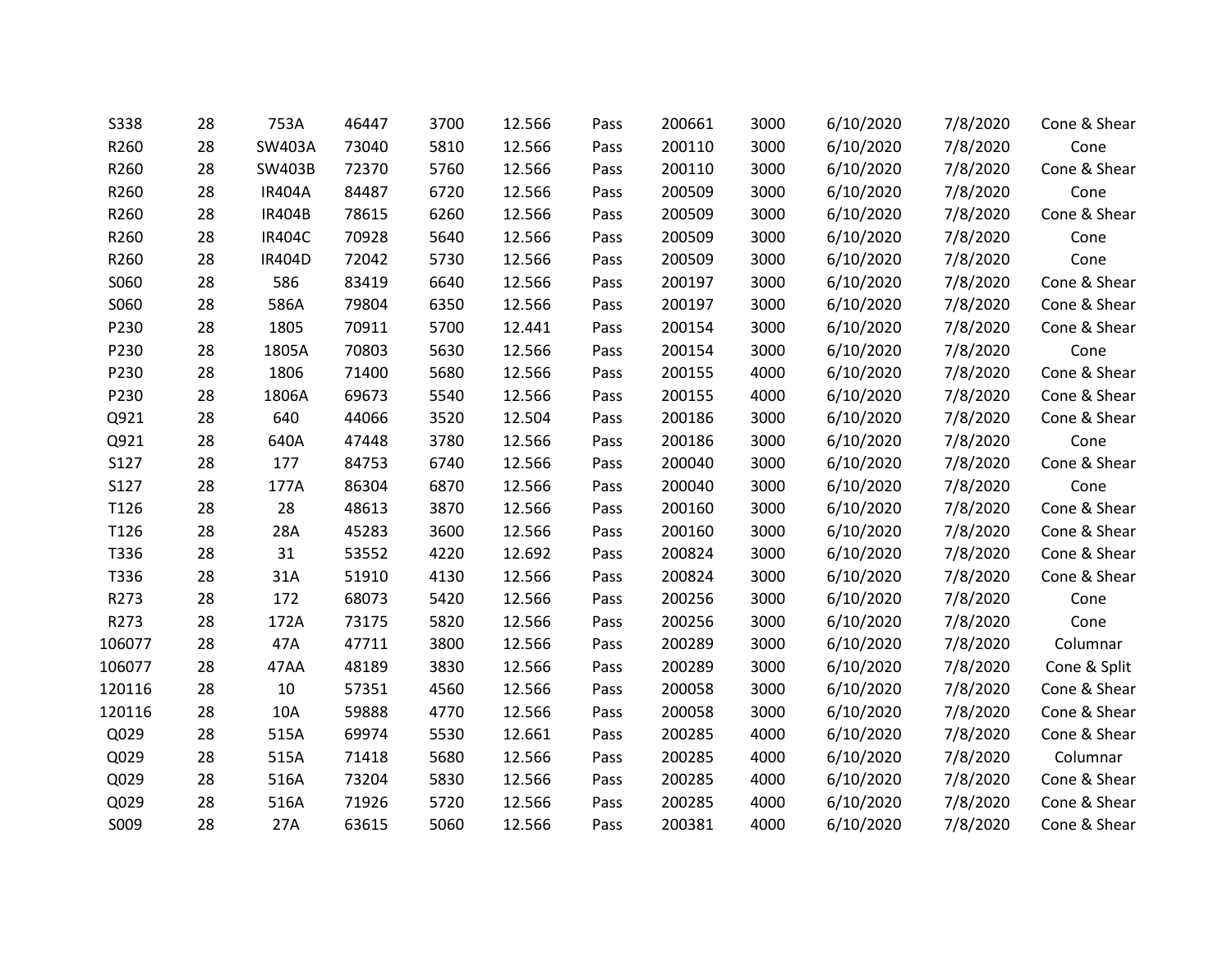| | | | | | | | | | | | |
|---|---|---|---|---|---|---|---|---|---|---|---|
| S338 | 28 | 753A | 46447 | 3700 | 12.566 | Pass | 200661 | 3000 | 6/10/2020 | 7/8/2020 | Cone & Shear |
| R260 | 28 | SW403A | 73040 | 5810 | 12.566 | Pass | 200110 | 3000 | 6/10/2020 | 7/8/2020 | Cone |
| R260 | 28 | SW403B | 72370 | 5760 | 12.566 | Pass | 200110 | 3000 | 6/10/2020 | 7/8/2020 | Cone & Shear |
| R260 | 28 | IR404A | 84487 | 6720 | 12.566 | Pass | 200509 | 3000 | 6/10/2020 | 7/8/2020 | Cone |
| R260 | 28 | IR404B | 78615 | 6260 | 12.566 | Pass | 200509 | 3000 | 6/10/2020 | 7/8/2020 | Cone & Shear |
| R260 | 28 | IR404C | 70928 | 5640 | 12.566 | Pass | 200509 | 3000 | 6/10/2020 | 7/8/2020 | Cone |
| R260 | 28 | IR404D | 72042 | 5730 | 12.566 | Pass | 200509 | 3000 | 6/10/2020 | 7/8/2020 | Cone |
| S060 | 28 | 586 | 83419 | 6640 | 12.566 | Pass | 200197 | 3000 | 6/10/2020 | 7/8/2020 | Cone & Shear |
| S060 | 28 | 586A | 79804 | 6350 | 12.566 | Pass | 200197 | 3000 | 6/10/2020 | 7/8/2020 | Cone & Shear |
| P230 | 28 | 1805 | 70911 | 5700 | 12.441 | Pass | 200154 | 3000 | 6/10/2020 | 7/8/2020 | Cone & Shear |
| P230 | 28 | 1805A | 70803 | 5630 | 12.566 | Pass | 200154 | 3000 | 6/10/2020 | 7/8/2020 | Cone |
| P230 | 28 | 1806 | 71400 | 5680 | 12.566 | Pass | 200155 | 4000 | 6/10/2020 | 7/8/2020 | Cone & Shear |
| P230 | 28 | 1806A | 69673 | 5540 | 12.566 | Pass | 200155 | 4000 | 6/10/2020 | 7/8/2020 | Cone & Shear |
| Q921 | 28 | 640 | 44066 | 3520 | 12.504 | Pass | 200186 | 3000 | 6/10/2020 | 7/8/2020 | Cone & Shear |
| Q921 | 28 | 640A | 47448 | 3780 | 12.566 | Pass | 200186 | 3000 | 6/10/2020 | 7/8/2020 | Cone |
| S127 | 28 | 177 | 84753 | 6740 | 12.566 | Pass | 200040 | 3000 | 6/10/2020 | 7/8/2020 | Cone & Shear |
| S127 | 28 | 177A | 86304 | 6870 | 12.566 | Pass | 200040 | 3000 | 6/10/2020 | 7/8/2020 | Cone |
| T126 | 28 | 28 | 48613 | 3870 | 12.566 | Pass | 200160 | 3000 | 6/10/2020 | 7/8/2020 | Cone & Shear |
| T126 | 28 | 28A | 45283 | 3600 | 12.566 | Pass | 200160 | 3000 | 6/10/2020 | 7/8/2020 | Cone & Shear |
| T336 | 28 | 31 | 53552 | 4220 | 12.692 | Pass | 200824 | 3000 | 6/10/2020 | 7/8/2020 | Cone & Shear |
| T336 | 28 | 31A | 51910 | 4130 | 12.566 | Pass | 200824 | 3000 | 6/10/2020 | 7/8/2020 | Cone & Shear |
| R273 | 28 | 172 | 68073 | 5420 | 12.566 | Pass | 200256 | 3000 | 6/10/2020 | 7/8/2020 | Cone |
| R273 | 28 | 172A | 73175 | 5820 | 12.566 | Pass | 200256 | 3000 | 6/10/2020 | 7/8/2020 | Cone |
| 106077 | 28 | 47A | 47711 | 3800 | 12.566 | Pass | 200289 | 3000 | 6/10/2020 | 7/8/2020 | Columnar |
| 106077 | 28 | 47AA | 48189 | 3830 | 12.566 | Pass | 200289 | 3000 | 6/10/2020 | 7/8/2020 | Cone & Split |
| 120116 | 28 | 10 | 57351 | 4560 | 12.566 | Pass | 200058 | 3000 | 6/10/2020 | 7/8/2020 | Cone & Shear |
| 120116 | 28 | 10A | 59888 | 4770 | 12.566 | Pass | 200058 | 3000 | 6/10/2020 | 7/8/2020 | Cone & Shear |
| Q029 | 28 | 515A | 69974 | 5530 | 12.661 | Pass | 200285 | 4000 | 6/10/2020 | 7/8/2020 | Cone & Shear |
| Q029 | 28 | 515A | 71418 | 5680 | 12.566 | Pass | 200285 | 4000 | 6/10/2020 | 7/8/2020 | Columnar |
| Q029 | 28 | 516A | 73204 | 5830 | 12.566 | Pass | 200285 | 4000 | 6/10/2020 | 7/8/2020 | Cone & Shear |
| Q029 | 28 | 516A | 71926 | 5720 | 12.566 | Pass | 200285 | 4000 | 6/10/2020 | 7/8/2020 | Cone & Shear |
| S009 | 28 | 27A | 63615 | 5060 | 12.566 | Pass | 200381 | 4000 | 6/10/2020 | 7/8/2020 | Cone & Shear |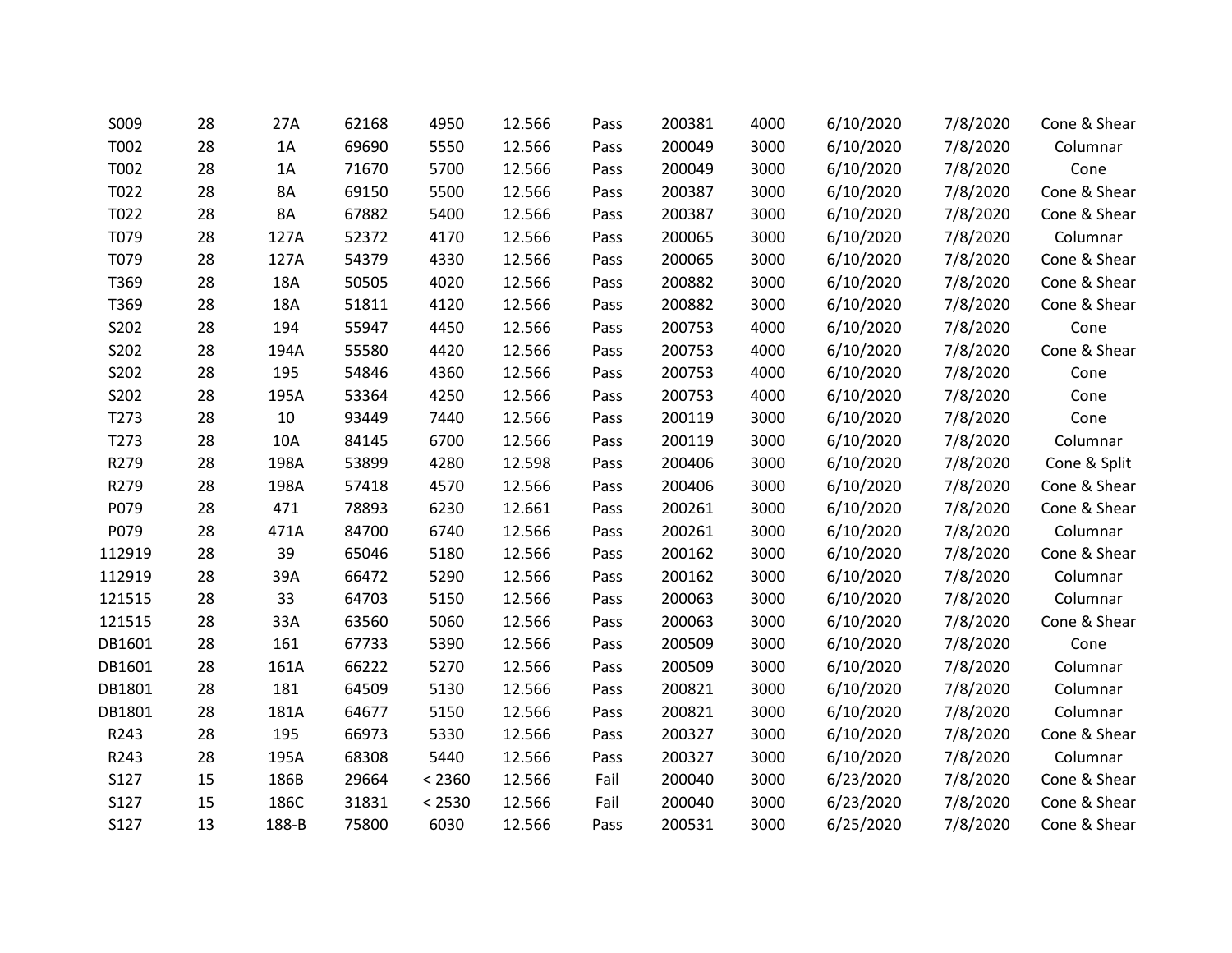| | | | | | | | | | | | |
|---|---|---|---|---|---|---|---|---|---|---|---|
| S009 | 28 | 27A | 62168 | 4950 | 12.566 | Pass | 200381 | 4000 | 6/10/2020 | 7/8/2020 | Cone & Shear |
| T002 | 28 | 1A | 69690 | 5550 | 12.566 | Pass | 200049 | 3000 | 6/10/2020 | 7/8/2020 | Columnar |
| T002 | 28 | 1A | 71670 | 5700 | 12.566 | Pass | 200049 | 3000 | 6/10/2020 | 7/8/2020 | Cone |
| T022 | 28 | 8A | 69150 | 5500 | 12.566 | Pass | 200387 | 3000 | 6/10/2020 | 7/8/2020 | Cone & Shear |
| T022 | 28 | 8A | 67882 | 5400 | 12.566 | Pass | 200387 | 3000 | 6/10/2020 | 7/8/2020 | Cone & Shear |
| T079 | 28 | 127A | 52372 | 4170 | 12.566 | Pass | 200065 | 3000 | 6/10/2020 | 7/8/2020 | Columnar |
| T079 | 28 | 127A | 54379 | 4330 | 12.566 | Pass | 200065 | 3000 | 6/10/2020 | 7/8/2020 | Cone & Shear |
| T369 | 28 | 18A | 50505 | 4020 | 12.566 | Pass | 200882 | 3000 | 6/10/2020 | 7/8/2020 | Cone & Shear |
| T369 | 28 | 18A | 51811 | 4120 | 12.566 | Pass | 200882 | 3000 | 6/10/2020 | 7/8/2020 | Cone & Shear |
| S202 | 28 | 194 | 55947 | 4450 | 12.566 | Pass | 200753 | 4000 | 6/10/2020 | 7/8/2020 | Cone |
| S202 | 28 | 194A | 55580 | 4420 | 12.566 | Pass | 200753 | 4000 | 6/10/2020 | 7/8/2020 | Cone & Shear |
| S202 | 28 | 195 | 54846 | 4360 | 12.566 | Pass | 200753 | 4000 | 6/10/2020 | 7/8/2020 | Cone |
| S202 | 28 | 195A | 53364 | 4250 | 12.566 | Pass | 200753 | 4000 | 6/10/2020 | 7/8/2020 | Cone |
| T273 | 28 | 10 | 93449 | 7440 | 12.566 | Pass | 200119 | 3000 | 6/10/2020 | 7/8/2020 | Cone |
| T273 | 28 | 10A | 84145 | 6700 | 12.566 | Pass | 200119 | 3000 | 6/10/2020 | 7/8/2020 | Columnar |
| R279 | 28 | 198A | 53899 | 4280 | 12.598 | Pass | 200406 | 3000 | 6/10/2020 | 7/8/2020 | Cone & Split |
| R279 | 28 | 198A | 57418 | 4570 | 12.566 | Pass | 200406 | 3000 | 6/10/2020 | 7/8/2020 | Cone & Shear |
| P079 | 28 | 471 | 78893 | 6230 | 12.661 | Pass | 200261 | 3000 | 6/10/2020 | 7/8/2020 | Cone & Shear |
| P079 | 28 | 471A | 84700 | 6740 | 12.566 | Pass | 200261 | 3000 | 6/10/2020 | 7/8/2020 | Columnar |
| 112919 | 28 | 39 | 65046 | 5180 | 12.566 | Pass | 200162 | 3000 | 6/10/2020 | 7/8/2020 | Cone & Shear |
| 112919 | 28 | 39A | 66472 | 5290 | 12.566 | Pass | 200162 | 3000 | 6/10/2020 | 7/8/2020 | Columnar |
| 121515 | 28 | 33 | 64703 | 5150 | 12.566 | Pass | 200063 | 3000 | 6/10/2020 | 7/8/2020 | Columnar |
| 121515 | 28 | 33A | 63560 | 5060 | 12.566 | Pass | 200063 | 3000 | 6/10/2020 | 7/8/2020 | Cone & Shear |
| DB1601 | 28 | 161 | 67733 | 5390 | 12.566 | Pass | 200509 | 3000 | 6/10/2020 | 7/8/2020 | Cone |
| DB1601 | 28 | 161A | 66222 | 5270 | 12.566 | Pass | 200509 | 3000 | 6/10/2020 | 7/8/2020 | Columnar |
| DB1801 | 28 | 181 | 64509 | 5130 | 12.566 | Pass | 200821 | 3000 | 6/10/2020 | 7/8/2020 | Columnar |
| DB1801 | 28 | 181A | 64677 | 5150 | 12.566 | Pass | 200821 | 3000 | 6/10/2020 | 7/8/2020 | Columnar |
| R243 | 28 | 195 | 66973 | 5330 | 12.566 | Pass | 200327 | 3000 | 6/10/2020 | 7/8/2020 | Cone & Shear |
| R243 | 28 | 195A | 68308 | 5440 | 12.566 | Pass | 200327 | 3000 | 6/10/2020 | 7/8/2020 | Columnar |
| S127 | 15 | 186B | 29664 | < 2360 | 12.566 | Fail | 200040 | 3000 | 6/23/2020 | 7/8/2020 | Cone & Shear |
| S127 | 15 | 186C | 31831 | < 2530 | 12.566 | Fail | 200040 | 3000 | 6/23/2020 | 7/8/2020 | Cone & Shear |
| S127 | 13 | 188-B | 75800 | 6030 | 12.566 | Pass | 200531 | 3000 | 6/25/2020 | 7/8/2020 | Cone & Shear |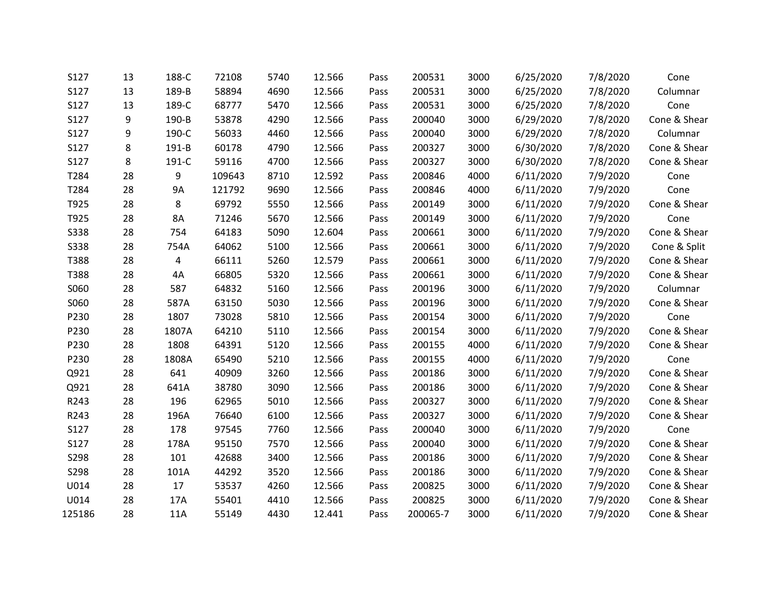| | | | | | | | | | | | |
|---|---|---|---|---|---|---|---|---|---|---|---|
| S127 | 13 | 188-C | 72108 | 5740 | 12.566 | Pass | 200531 | 3000 | 6/25/2020 | 7/8/2020 | Cone |
| S127 | 13 | 189-B | 58894 | 4690 | 12.566 | Pass | 200531 | 3000 | 6/25/2020 | 7/8/2020 | Columnar |
| S127 | 13 | 189-C | 68777 | 5470 | 12.566 | Pass | 200531 | 3000 | 6/25/2020 | 7/8/2020 | Cone |
| S127 | 9 | 190-B | 53878 | 4290 | 12.566 | Pass | 200040 | 3000 | 6/29/2020 | 7/8/2020 | Cone & Shear |
| S127 | 9 | 190-C | 56033 | 4460 | 12.566 | Pass | 200040 | 3000 | 6/29/2020 | 7/8/2020 | Columnar |
| S127 | 8 | 191-B | 60178 | 4790 | 12.566 | Pass | 200327 | 3000 | 6/30/2020 | 7/8/2020 | Cone & Shear |
| S127 | 8 | 191-C | 59116 | 4700 | 12.566 | Pass | 200327 | 3000 | 6/30/2020 | 7/8/2020 | Cone & Shear |
| T284 | 28 | 9 | 109643 | 8710 | 12.592 | Pass | 200846 | 4000 | 6/11/2020 | 7/9/2020 | Cone |
| T284 | 28 | 9A | 121792 | 9690 | 12.566 | Pass | 200846 | 4000 | 6/11/2020 | 7/9/2020 | Cone |
| T925 | 28 | 8 | 69792 | 5550 | 12.566 | Pass | 200149 | 3000 | 6/11/2020 | 7/9/2020 | Cone & Shear |
| T925 | 28 | 8A | 71246 | 5670 | 12.566 | Pass | 200149 | 3000 | 6/11/2020 | 7/9/2020 | Cone |
| S338 | 28 | 754 | 64183 | 5090 | 12.604 | Pass | 200661 | 3000 | 6/11/2020 | 7/9/2020 | Cone & Shear |
| S338 | 28 | 754A | 64062 | 5100 | 12.566 | Pass | 200661 | 3000 | 6/11/2020 | 7/9/2020 | Cone & Split |
| T388 | 28 | 4 | 66111 | 5260 | 12.579 | Pass | 200661 | 3000 | 6/11/2020 | 7/9/2020 | Cone & Shear |
| T388 | 28 | 4A | 66805 | 5320 | 12.566 | Pass | 200661 | 3000 | 6/11/2020 | 7/9/2020 | Cone & Shear |
| S060 | 28 | 587 | 64832 | 5160 | 12.566 | Pass | 200196 | 3000 | 6/11/2020 | 7/9/2020 | Columnar |
| S060 | 28 | 587A | 63150 | 5030 | 12.566 | Pass | 200196 | 3000 | 6/11/2020 | 7/9/2020 | Cone & Shear |
| P230 | 28 | 1807 | 73028 | 5810 | 12.566 | Pass | 200154 | 3000 | 6/11/2020 | 7/9/2020 | Cone |
| P230 | 28 | 1807A | 64210 | 5110 | 12.566 | Pass | 200154 | 3000 | 6/11/2020 | 7/9/2020 | Cone & Shear |
| P230 | 28 | 1808 | 64391 | 5120 | 12.566 | Pass | 200155 | 4000 | 6/11/2020 | 7/9/2020 | Cone & Shear |
| P230 | 28 | 1808A | 65490 | 5210 | 12.566 | Pass | 200155 | 4000 | 6/11/2020 | 7/9/2020 | Cone |
| Q921 | 28 | 641 | 40909 | 3260 | 12.566 | Pass | 200186 | 3000 | 6/11/2020 | 7/9/2020 | Cone & Shear |
| Q921 | 28 | 641A | 38780 | 3090 | 12.566 | Pass | 200186 | 3000 | 6/11/2020 | 7/9/2020 | Cone & Shear |
| R243 | 28 | 196 | 62965 | 5010 | 12.566 | Pass | 200327 | 3000 | 6/11/2020 | 7/9/2020 | Cone & Shear |
| R243 | 28 | 196A | 76640 | 6100 | 12.566 | Pass | 200327 | 3000 | 6/11/2020 | 7/9/2020 | Cone & Shear |
| S127 | 28 | 178 | 97545 | 7760 | 12.566 | Pass | 200040 | 3000 | 6/11/2020 | 7/9/2020 | Cone |
| S127 | 28 | 178A | 95150 | 7570 | 12.566 | Pass | 200040 | 3000 | 6/11/2020 | 7/9/2020 | Cone & Shear |
| S298 | 28 | 101 | 42688 | 3400 | 12.566 | Pass | 200186 | 3000 | 6/11/2020 | 7/9/2020 | Cone & Shear |
| S298 | 28 | 101A | 44292 | 3520 | 12.566 | Pass | 200186 | 3000 | 6/11/2020 | 7/9/2020 | Cone & Shear |
| U014 | 28 | 17 | 53537 | 4260 | 12.566 | Pass | 200825 | 3000 | 6/11/2020 | 7/9/2020 | Cone & Shear |
| U014 | 28 | 17A | 55401 | 4410 | 12.566 | Pass | 200825 | 3000 | 6/11/2020 | 7/9/2020 | Cone & Shear |
| 125186 | 28 | 11A | 55149 | 4430 | 12.441 | Pass | 200065-7 | 3000 | 6/11/2020 | 7/9/2020 | Cone & Shear |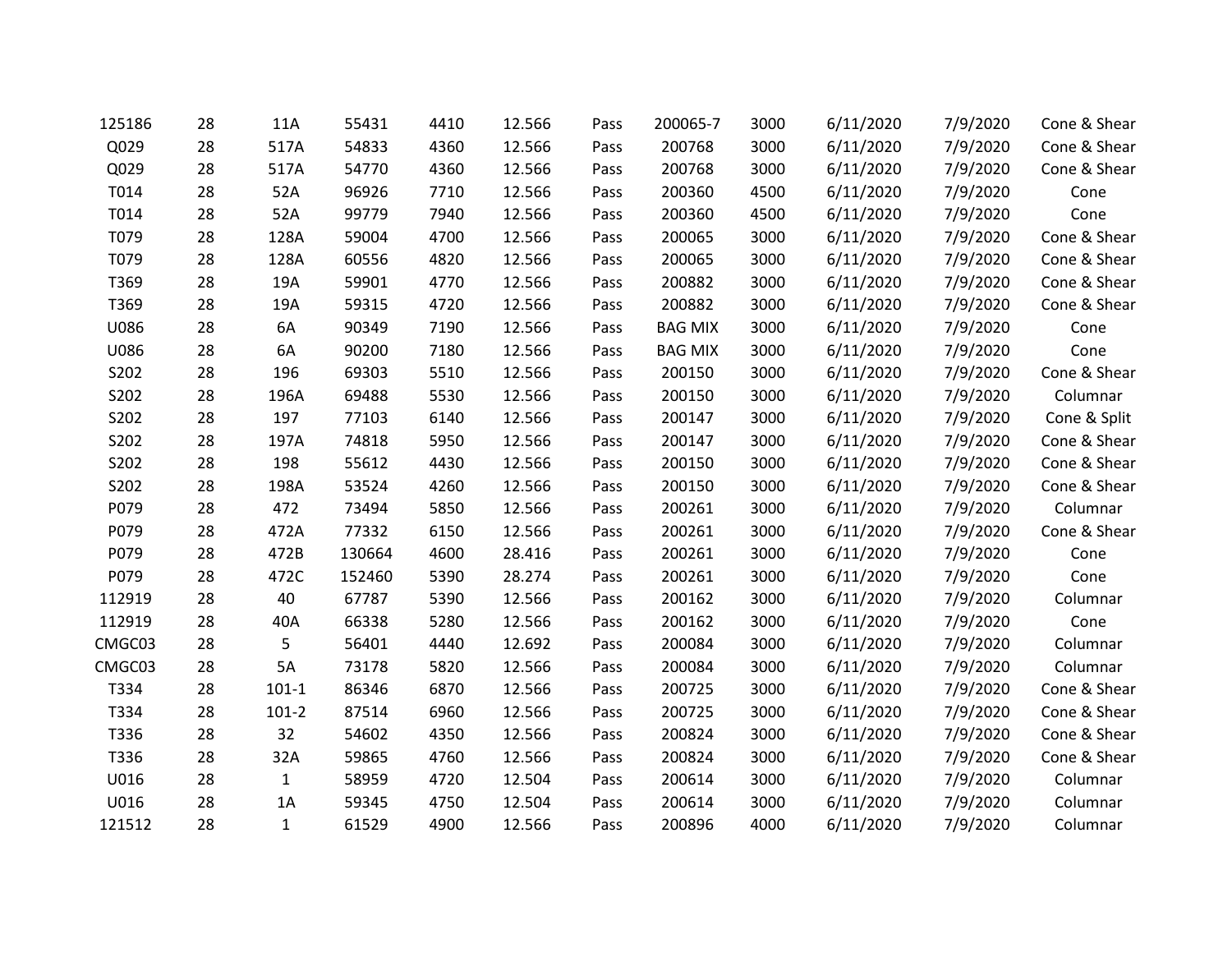| | | | | | | | | | | | |
|---|---|---|---|---|---|---|---|---|---|---|---|
| 125186 | 28 | 11A | 55431 | 4410 | 12.566 | Pass | 200065-7 | 3000 | 6/11/2020 | 7/9/2020 | Cone & Shear |
| Q029 | 28 | 517A | 54833 | 4360 | 12.566 | Pass | 200768 | 3000 | 6/11/2020 | 7/9/2020 | Cone & Shear |
| Q029 | 28 | 517A | 54770 | 4360 | 12.566 | Pass | 200768 | 3000 | 6/11/2020 | 7/9/2020 | Cone & Shear |
| T014 | 28 | 52A | 96926 | 7710 | 12.566 | Pass | 200360 | 4500 | 6/11/2020 | 7/9/2020 | Cone |
| T014 | 28 | 52A | 99779 | 7940 | 12.566 | Pass | 200360 | 4500 | 6/11/2020 | 7/9/2020 | Cone |
| T079 | 28 | 128A | 59004 | 4700 | 12.566 | Pass | 200065 | 3000 | 6/11/2020 | 7/9/2020 | Cone & Shear |
| T079 | 28 | 128A | 60556 | 4820 | 12.566 | Pass | 200065 | 3000 | 6/11/2020 | 7/9/2020 | Cone & Shear |
| T369 | 28 | 19A | 59901 | 4770 | 12.566 | Pass | 200882 | 3000 | 6/11/2020 | 7/9/2020 | Cone & Shear |
| T369 | 28 | 19A | 59315 | 4720 | 12.566 | Pass | 200882 | 3000 | 6/11/2020 | 7/9/2020 | Cone & Shear |
| U086 | 28 | 6A | 90349 | 7190 | 12.566 | Pass | BAG MIX | 3000 | 6/11/2020 | 7/9/2020 | Cone |
| U086 | 28 | 6A | 90200 | 7180 | 12.566 | Pass | BAG MIX | 3000 | 6/11/2020 | 7/9/2020 | Cone |
| S202 | 28 | 196 | 69303 | 5510 | 12.566 | Pass | 200150 | 3000 | 6/11/2020 | 7/9/2020 | Cone & Shear |
| S202 | 28 | 196A | 69488 | 5530 | 12.566 | Pass | 200150 | 3000 | 6/11/2020 | 7/9/2020 | Columnar |
| S202 | 28 | 197 | 77103 | 6140 | 12.566 | Pass | 200147 | 3000 | 6/11/2020 | 7/9/2020 | Cone & Split |
| S202 | 28 | 197A | 74818 | 5950 | 12.566 | Pass | 200147 | 3000 | 6/11/2020 | 7/9/2020 | Cone & Shear |
| S202 | 28 | 198 | 55612 | 4430 | 12.566 | Pass | 200150 | 3000 | 6/11/2020 | 7/9/2020 | Cone & Shear |
| S202 | 28 | 198A | 53524 | 4260 | 12.566 | Pass | 200150 | 3000 | 6/11/2020 | 7/9/2020 | Cone & Shear |
| P079 | 28 | 472 | 73494 | 5850 | 12.566 | Pass | 200261 | 3000 | 6/11/2020 | 7/9/2020 | Columnar |
| P079 | 28 | 472A | 77332 | 6150 | 12.566 | Pass | 200261 | 3000 | 6/11/2020 | 7/9/2020 | Cone & Shear |
| P079 | 28 | 472B | 130664 | 4600 | 28.416 | Pass | 200261 | 3000 | 6/11/2020 | 7/9/2020 | Cone |
| P079 | 28 | 472C | 152460 | 5390 | 28.274 | Pass | 200261 | 3000 | 6/11/2020 | 7/9/2020 | Cone |
| 112919 | 28 | 40 | 67787 | 5390 | 12.566 | Pass | 200162 | 3000 | 6/11/2020 | 7/9/2020 | Columnar |
| 112919 | 28 | 40A | 66338 | 5280 | 12.566 | Pass | 200162 | 3000 | 6/11/2020 | 7/9/2020 | Cone |
| CMGC03 | 28 | 5 | 56401 | 4440 | 12.692 | Pass | 200084 | 3000 | 6/11/2020 | 7/9/2020 | Columnar |
| CMGC03 | 28 | 5A | 73178 | 5820 | 12.566 | Pass | 200084 | 3000 | 6/11/2020 | 7/9/2020 | Columnar |
| T334 | 28 | 101-1 | 86346 | 6870 | 12.566 | Pass | 200725 | 3000 | 6/11/2020 | 7/9/2020 | Cone & Shear |
| T334 | 28 | 101-2 | 87514 | 6960 | 12.566 | Pass | 200725 | 3000 | 6/11/2020 | 7/9/2020 | Cone & Shear |
| T336 | 28 | 32 | 54602 | 4350 | 12.566 | Pass | 200824 | 3000 | 6/11/2020 | 7/9/2020 | Cone & Shear |
| T336 | 28 | 32A | 59865 | 4760 | 12.566 | Pass | 200824 | 3000 | 6/11/2020 | 7/9/2020 | Cone & Shear |
| U016 | 28 | 1 | 58959 | 4720 | 12.504 | Pass | 200614 | 3000 | 6/11/2020 | 7/9/2020 | Columnar |
| U016 | 28 | 1A | 59345 | 4750 | 12.504 | Pass | 200614 | 3000 | 6/11/2020 | 7/9/2020 | Columnar |
| 121512 | 28 | 1 | 61529 | 4900 | 12.566 | Pass | 200896 | 4000 | 6/11/2020 | 7/9/2020 | Columnar |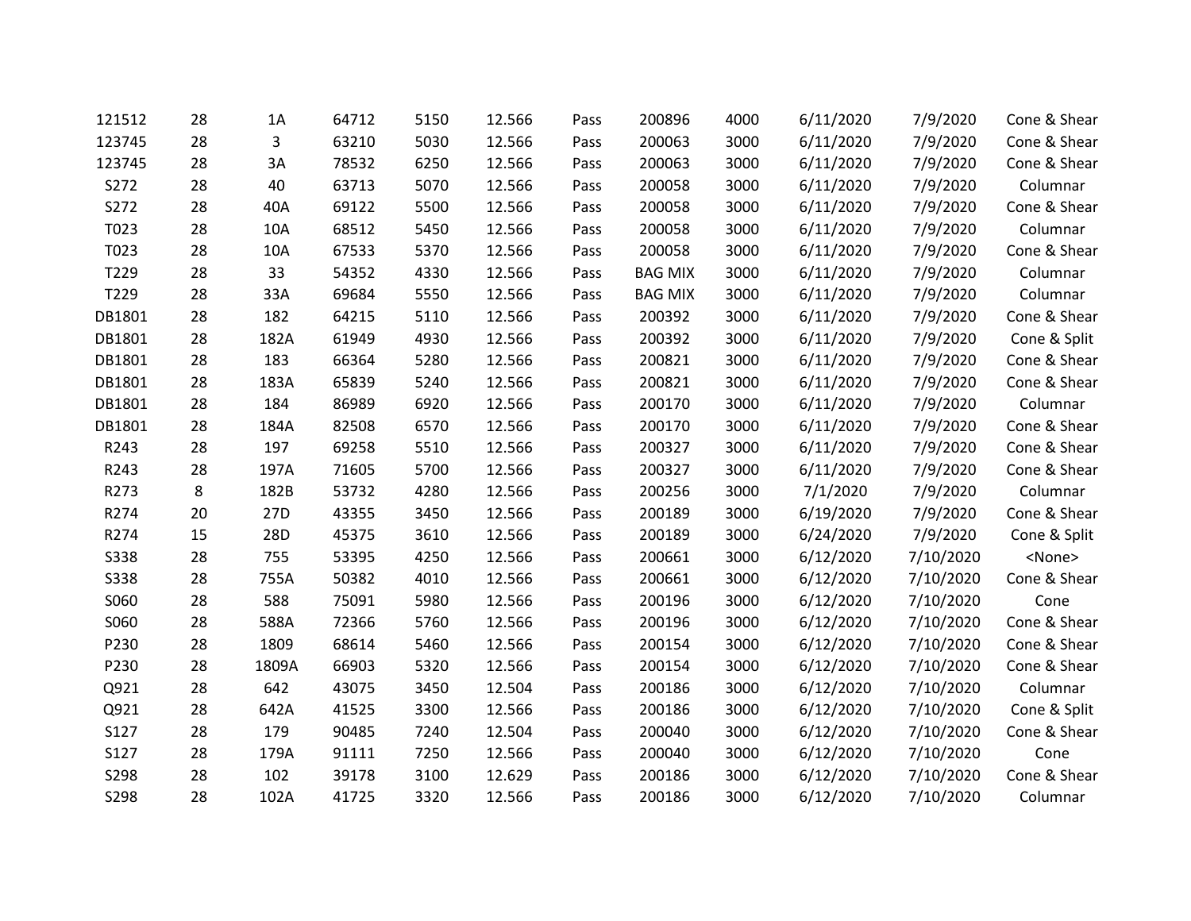| | | | | | | | | | | | |
|---|---|---|---|---|---|---|---|---|---|---|---|
| 121512 | 28 | 1A | 64712 | 5150 | 12.566 | Pass | 200896 | 4000 | 6/11/2020 | 7/9/2020 | Cone & Shear |
| 123745 | 28 | 3 | 63210 | 5030 | 12.566 | Pass | 200063 | 3000 | 6/11/2020 | 7/9/2020 | Cone & Shear |
| 123745 | 28 | 3A | 78532 | 6250 | 12.566 | Pass | 200063 | 3000 | 6/11/2020 | 7/9/2020 | Cone & Shear |
| S272 | 28 | 40 | 63713 | 5070 | 12.566 | Pass | 200058 | 3000 | 6/11/2020 | 7/9/2020 | Columnar |
| S272 | 28 | 40A | 69122 | 5500 | 12.566 | Pass | 200058 | 3000 | 6/11/2020 | 7/9/2020 | Cone & Shear |
| T023 | 28 | 10A | 68512 | 5450 | 12.566 | Pass | 200058 | 3000 | 6/11/2020 | 7/9/2020 | Columnar |
| T023 | 28 | 10A | 67533 | 5370 | 12.566 | Pass | 200058 | 3000 | 6/11/2020 | 7/9/2020 | Cone & Shear |
| T229 | 28 | 33 | 54352 | 4330 | 12.566 | Pass | BAG MIX | 3000 | 6/11/2020 | 7/9/2020 | Columnar |
| T229 | 28 | 33A | 69684 | 5550 | 12.566 | Pass | BAG MIX | 3000 | 6/11/2020 | 7/9/2020 | Columnar |
| DB1801 | 28 | 182 | 64215 | 5110 | 12.566 | Pass | 200392 | 3000 | 6/11/2020 | 7/9/2020 | Cone & Shear |
| DB1801 | 28 | 182A | 61949 | 4930 | 12.566 | Pass | 200392 | 3000 | 6/11/2020 | 7/9/2020 | Cone & Split |
| DB1801 | 28 | 183 | 66364 | 5280 | 12.566 | Pass | 200821 | 3000 | 6/11/2020 | 7/9/2020 | Cone & Shear |
| DB1801 | 28 | 183A | 65839 | 5240 | 12.566 | Pass | 200821 | 3000 | 6/11/2020 | 7/9/2020 | Cone & Shear |
| DB1801 | 28 | 184 | 86989 | 6920 | 12.566 | Pass | 200170 | 3000 | 6/11/2020 | 7/9/2020 | Columnar |
| DB1801 | 28 | 184A | 82508 | 6570 | 12.566 | Pass | 200170 | 3000 | 6/11/2020 | 7/9/2020 | Cone & Shear |
| R243 | 28 | 197 | 69258 | 5510 | 12.566 | Pass | 200327 | 3000 | 6/11/2020 | 7/9/2020 | Cone & Shear |
| R243 | 28 | 197A | 71605 | 5700 | 12.566 | Pass | 200327 | 3000 | 6/11/2020 | 7/9/2020 | Cone & Shear |
| R273 | 8 | 182B | 53732 | 4280 | 12.566 | Pass | 200256 | 3000 | 7/1/2020 | 7/9/2020 | Columnar |
| R274 | 20 | 27D | 43355 | 3450 | 12.566 | Pass | 200189 | 3000 | 6/19/2020 | 7/9/2020 | Cone & Shear |
| R274 | 15 | 28D | 45375 | 3610 | 12.566 | Pass | 200189 | 3000 | 6/24/2020 | 7/9/2020 | Cone & Split |
| S338 | 28 | 755 | 53395 | 4250 | 12.566 | Pass | 200661 | 3000 | 6/12/2020 | 7/10/2020 | <None> |
| S338 | 28 | 755A | 50382 | 4010 | 12.566 | Pass | 200661 | 3000 | 6/12/2020 | 7/10/2020 | Cone & Shear |
| S060 | 28 | 588 | 75091 | 5980 | 12.566 | Pass | 200196 | 3000 | 6/12/2020 | 7/10/2020 | Cone |
| S060 | 28 | 588A | 72366 | 5760 | 12.566 | Pass | 200196 | 3000 | 6/12/2020 | 7/10/2020 | Cone & Shear |
| P230 | 28 | 1809 | 68614 | 5460 | 12.566 | Pass | 200154 | 3000 | 6/12/2020 | 7/10/2020 | Cone & Shear |
| P230 | 28 | 1809A | 66903 | 5320 | 12.566 | Pass | 200154 | 3000 | 6/12/2020 | 7/10/2020 | Cone & Shear |
| Q921 | 28 | 642 | 43075 | 3450 | 12.504 | Pass | 200186 | 3000 | 6/12/2020 | 7/10/2020 | Columnar |
| Q921 | 28 | 642A | 41525 | 3300 | 12.566 | Pass | 200186 | 3000 | 6/12/2020 | 7/10/2020 | Cone & Split |
| S127 | 28 | 179 | 90485 | 7240 | 12.504 | Pass | 200040 | 3000 | 6/12/2020 | 7/10/2020 | Cone & Shear |
| S127 | 28 | 179A | 91111 | 7250 | 12.566 | Pass | 200040 | 3000 | 6/12/2020 | 7/10/2020 | Cone |
| S298 | 28 | 102 | 39178 | 3100 | 12.629 | Pass | 200186 | 3000 | 6/12/2020 | 7/10/2020 | Cone & Shear |
| S298 | 28 | 102A | 41725 | 3320 | 12.566 | Pass | 200186 | 3000 | 6/12/2020 | 7/10/2020 | Columnar |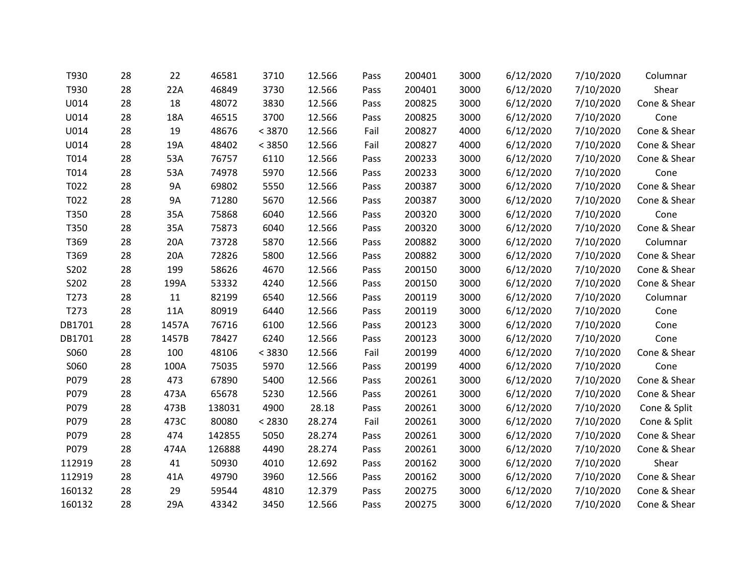| | | | | | | | | | | | |
|---|---|---|---|---|---|---|---|---|---|---|---|
| T930 | 28 | 22 | 46581 | 3710 | 12.566 | Pass | 200401 | 3000 | 6/12/2020 | 7/10/2020 | Columnar |
| T930 | 28 | 22A | 46849 | 3730 | 12.566 | Pass | 200401 | 3000 | 6/12/2020 | 7/10/2020 | Shear |
| U014 | 28 | 18 | 48072 | 3830 | 12.566 | Pass | 200825 | 3000 | 6/12/2020 | 7/10/2020 | Cone & Shear |
| U014 | 28 | 18A | 46515 | 3700 | 12.566 | Pass | 200825 | 3000 | 6/12/2020 | 7/10/2020 | Cone |
| U014 | 28 | 19 | 48676 | < 3870 | 12.566 | Fail | 200827 | 4000 | 6/12/2020 | 7/10/2020 | Cone & Shear |
| U014 | 28 | 19A | 48402 | < 3850 | 12.566 | Fail | 200827 | 4000 | 6/12/2020 | 7/10/2020 | Cone & Shear |
| T014 | 28 | 53A | 76757 | 6110 | 12.566 | Pass | 200233 | 3000 | 6/12/2020 | 7/10/2020 | Cone & Shear |
| T014 | 28 | 53A | 74978 | 5970 | 12.566 | Pass | 200233 | 3000 | 6/12/2020 | 7/10/2020 | Cone |
| T022 | 28 | 9A | 69802 | 5550 | 12.566 | Pass | 200387 | 3000 | 6/12/2020 | 7/10/2020 | Cone & Shear |
| T022 | 28 | 9A | 71280 | 5670 | 12.566 | Pass | 200387 | 3000 | 6/12/2020 | 7/10/2020 | Cone & Shear |
| T350 | 28 | 35A | 75868 | 6040 | 12.566 | Pass | 200320 | 3000 | 6/12/2020 | 7/10/2020 | Cone |
| T350 | 28 | 35A | 75873 | 6040 | 12.566 | Pass | 200320 | 3000 | 6/12/2020 | 7/10/2020 | Cone & Shear |
| T369 | 28 | 20A | 73728 | 5870 | 12.566 | Pass | 200882 | 3000 | 6/12/2020 | 7/10/2020 | Columnar |
| T369 | 28 | 20A | 72826 | 5800 | 12.566 | Pass | 200882 | 3000 | 6/12/2020 | 7/10/2020 | Cone & Shear |
| S202 | 28 | 199 | 58626 | 4670 | 12.566 | Pass | 200150 | 3000 | 6/12/2020 | 7/10/2020 | Cone & Shear |
| S202 | 28 | 199A | 53332 | 4240 | 12.566 | Pass | 200150 | 3000 | 6/12/2020 | 7/10/2020 | Cone & Shear |
| T273 | 28 | 11 | 82199 | 6540 | 12.566 | Pass | 200119 | 3000 | 6/12/2020 | 7/10/2020 | Columnar |
| T273 | 28 | 11A | 80919 | 6440 | 12.566 | Pass | 200119 | 3000 | 6/12/2020 | 7/10/2020 | Cone |
| DB1701 | 28 | 1457A | 76716 | 6100 | 12.566 | Pass | 200123 | 3000 | 6/12/2020 | 7/10/2020 | Cone |
| DB1701 | 28 | 1457B | 78427 | 6240 | 12.566 | Pass | 200123 | 3000 | 6/12/2020 | 7/10/2020 | Cone |
| S060 | 28 | 100 | 48106 | < 3830 | 12.566 | Fail | 200199 | 4000 | 6/12/2020 | 7/10/2020 | Cone & Shear |
| S060 | 28 | 100A | 75035 | 5970 | 12.566 | Pass | 200199 | 4000 | 6/12/2020 | 7/10/2020 | Cone |
| P079 | 28 | 473 | 67890 | 5400 | 12.566 | Pass | 200261 | 3000 | 6/12/2020 | 7/10/2020 | Cone & Shear |
| P079 | 28 | 473A | 65678 | 5230 | 12.566 | Pass | 200261 | 3000 | 6/12/2020 | 7/10/2020 | Cone & Shear |
| P079 | 28 | 473B | 138031 | 4900 | 28.18 | Pass | 200261 | 3000 | 6/12/2020 | 7/10/2020 | Cone & Split |
| P079 | 28 | 473C | 80080 | < 2830 | 28.274 | Fail | 200261 | 3000 | 6/12/2020 | 7/10/2020 | Cone & Split |
| P079 | 28 | 474 | 142855 | 5050 | 28.274 | Pass | 200261 | 3000 | 6/12/2020 | 7/10/2020 | Cone & Shear |
| P079 | 28 | 474A | 126888 | 4490 | 28.274 | Pass | 200261 | 3000 | 6/12/2020 | 7/10/2020 | Cone & Shear |
| 112919 | 28 | 41 | 50930 | 4010 | 12.692 | Pass | 200162 | 3000 | 6/12/2020 | 7/10/2020 | Shear |
| 112919 | 28 | 41A | 49790 | 3960 | 12.566 | Pass | 200162 | 3000 | 6/12/2020 | 7/10/2020 | Cone & Shear |
| 160132 | 28 | 29 | 59544 | 4810 | 12.379 | Pass | 200275 | 3000 | 6/12/2020 | 7/10/2020 | Cone & Shear |
| 160132 | 28 | 29A | 43342 | 3450 | 12.566 | Pass | 200275 | 3000 | 6/12/2020 | 7/10/2020 | Cone & Shear |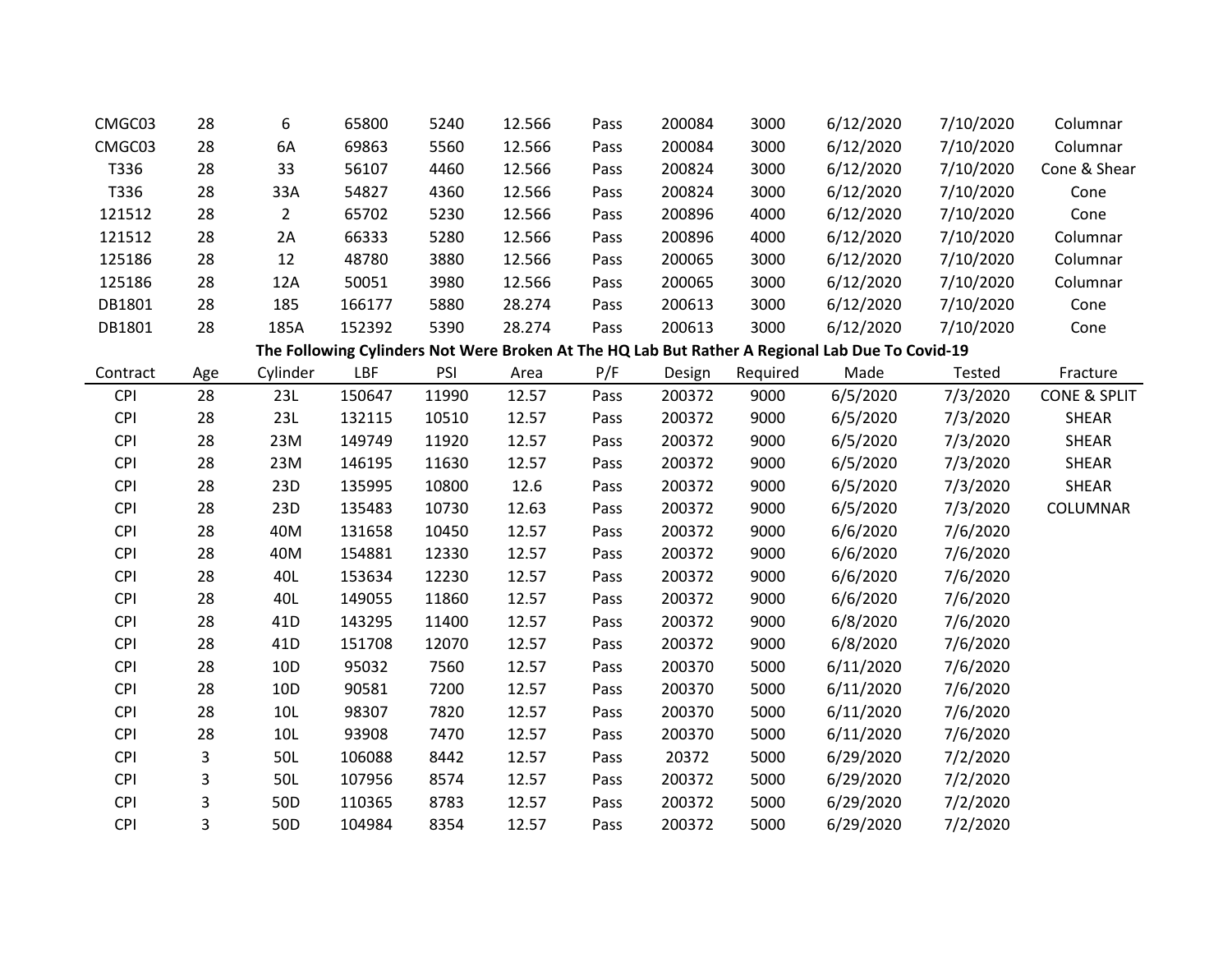| | | | | | | | | | | | |
|---|---|---|---|---|---|---|---|---|---|---|---|
| CMGC03 | 28 | 6 | 65800 | 5240 | 12.566 | Pass | 200084 | 3000 | 6/12/2020 | 7/10/2020 | Columnar |
| CMGC03 | 28 | 6A | 69863 | 5560 | 12.566 | Pass | 200084 | 3000 | 6/12/2020 | 7/10/2020 | Columnar |
| T336 | 28 | 33 | 56107 | 4460 | 12.566 | Pass | 200824 | 3000 | 6/12/2020 | 7/10/2020 | Cone & Shear |
| T336 | 28 | 33A | 54827 | 4360 | 12.566 | Pass | 200824 | 3000 | 6/12/2020 | 7/10/2020 | Cone |
| 121512 | 28 | 2 | 65702 | 5230 | 12.566 | Pass | 200896 | 4000 | 6/12/2020 | 7/10/2020 | Cone |
| 121512 | 28 | 2A | 66333 | 5280 | 12.566 | Pass | 200896 | 4000 | 6/12/2020 | 7/10/2020 | Columnar |
| 125186 | 28 | 12 | 48780 | 3880 | 12.566 | Pass | 200065 | 3000 | 6/12/2020 | 7/10/2020 | Columnar |
| 125186 | 28 | 12A | 50051 | 3980 | 12.566 | Pass | 200065 | 3000 | 6/12/2020 | 7/10/2020 | Columnar |
| DB1801 | 28 | 185 | 166177 | 5880 | 28.274 | Pass | 200613 | 3000 | 6/12/2020 | 7/10/2020 | Cone |
| DB1801 | 28 | 185A | 152392 | 5390 | 28.274 | Pass | 200613 | 3000 | 6/12/2020 | 7/10/2020 | Cone |

**The Following Cylinders Not Were Broken At The HQ Lab But Rather A Regional Lab Due To Covid-19**

| Contract | Age | Cylinder | LBF | PSI | Area | P/F | Design | Required | Made | Tested | Fracture |
|---|---|---|---|---|---|---|---|---|---|---|---|
| CPI | 28 | 23L | 150647 | 11990 | 12.57 | Pass | 200372 | 9000 | 6/5/2020 | 7/3/2020 | CONE & SPLIT |
| CPI | 28 | 23L | 132115 | 10510 | 12.57 | Pass | 200372 | 9000 | 6/5/2020 | 7/3/2020 | SHEAR |
| CPI | 28 | 23M | 149749 | 11920 | 12.57 | Pass | 200372 | 9000 | 6/5/2020 | 7/3/2020 | SHEAR |
| CPI | 28 | 23M | 146195 | 11630 | 12.57 | Pass | 200372 | 9000 | 6/5/2020 | 7/3/2020 | SHEAR |
| CPI | 28 | 23D | 135995 | 10800 | 12.6 | Pass | 200372 | 9000 | 6/5/2020 | 7/3/2020 | SHEAR |
| CPI | 28 | 23D | 135483 | 10730 | 12.63 | Pass | 200372 | 9000 | 6/5/2020 | 7/3/2020 | COLUMNAR |
| CPI | 28 | 40M | 131658 | 10450 | 12.57 | Pass | 200372 | 9000 | 6/6/2020 | 7/6/2020 | |
| CPI | 28 | 40M | 154881 | 12330 | 12.57 | Pass | 200372 | 9000 | 6/6/2020 | 7/6/2020 | |
| CPI | 28 | 40L | 153634 | 12230 | 12.57 | Pass | 200372 | 9000 | 6/6/2020 | 7/6/2020 | |
| CPI | 28 | 40L | 149055 | 11860 | 12.57 | Pass | 200372 | 9000 | 6/6/2020 | 7/6/2020 | |
| CPI | 28 | 41D | 143295 | 11400 | 12.57 | Pass | 200372 | 9000 | 6/8/2020 | 7/6/2020 | |
| CPI | 28 | 41D | 151708 | 12070 | 12.57 | Pass | 200372 | 9000 | 6/8/2020 | 7/6/2020 | |
| CPI | 28 | 10D | 95032 | 7560 | 12.57 | Pass | 200370 | 5000 | 6/11/2020 | 7/6/2020 | |
| CPI | 28 | 10D | 90581 | 7200 | 12.57 | Pass | 200370 | 5000 | 6/11/2020 | 7/6/2020 | |
| CPI | 28 | 10L | 98307 | 7820 | 12.57 | Pass | 200370 | 5000 | 6/11/2020 | 7/6/2020 | |
| CPI | 28 | 10L | 93908 | 7470 | 12.57 | Pass | 200370 | 5000 | 6/11/2020 | 7/6/2020 | |
| CPI | 3 | 50L | 106088 | 8442 | 12.57 | Pass | 20372 | 5000 | 6/29/2020 | 7/2/2020 | |
| CPI | 3 | 50L | 107956 | 8574 | 12.57 | Pass | 200372 | 5000 | 6/29/2020 | 7/2/2020 | |
| CPI | 3 | 50D | 110365 | 8783 | 12.57 | Pass | 200372 | 5000 | 6/29/2020 | 7/2/2020 | |
| CPI | 3 | 50D | 104984 | 8354 | 12.57 | Pass | 200372 | 5000 | 6/29/2020 | 7/2/2020 | |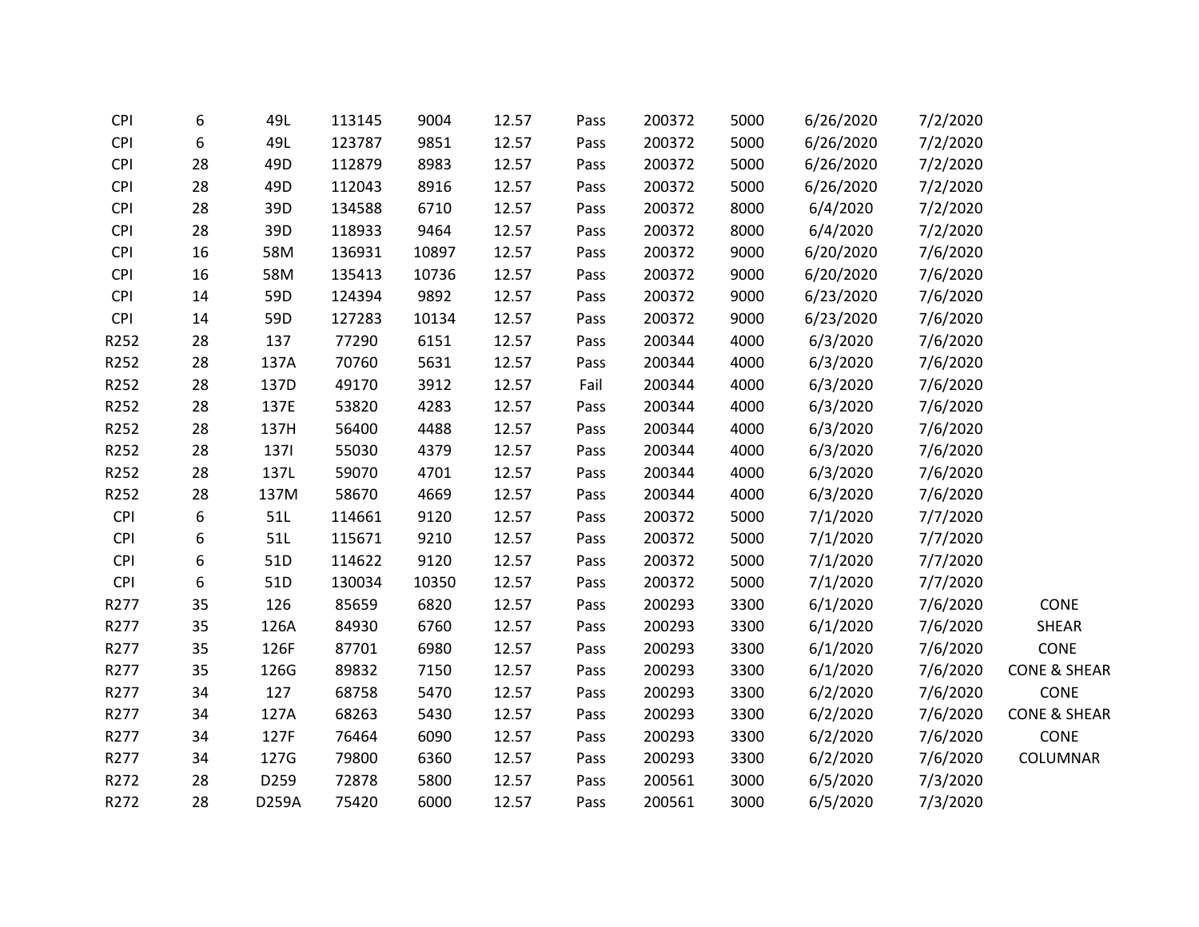| | | | | | | | | | | | |
|---|---|---|---|---|---|---|---|---|---|---|---|
| CPI | 6 | 49L | 113145 | 9004 | 12.57 | Pass | 200372 | 5000 | 6/26/2020 | 7/2/2020 | |
| CPI | 6 | 49L | 123787 | 9851 | 12.57 | Pass | 200372 | 5000 | 6/26/2020 | 7/2/2020 | |
| CPI | 28 | 49D | 112879 | 8983 | 12.57 | Pass | 200372 | 5000 | 6/26/2020 | 7/2/2020 | |
| CPI | 28 | 49D | 112043 | 8916 | 12.57 | Pass | 200372 | 5000 | 6/26/2020 | 7/2/2020 | |
| CPI | 28 | 39D | 134588 | 6710 | 12.57 | Pass | 200372 | 8000 | 6/4/2020 | 7/2/2020 | |
| CPI | 28 | 39D | 118933 | 9464 | 12.57 | Pass | 200372 | 8000 | 6/4/2020 | 7/2/2020 | |
| CPI | 16 | 58M | 136931 | 10897 | 12.57 | Pass | 200372 | 9000 | 6/20/2020 | 7/6/2020 | |
| CPI | 16 | 58M | 135413 | 10736 | 12.57 | Pass | 200372 | 9000 | 6/20/2020 | 7/6/2020 | |
| CPI | 14 | 59D | 124394 | 9892 | 12.57 | Pass | 200372 | 9000 | 6/23/2020 | 7/6/2020 | |
| CPI | 14 | 59D | 127283 | 10134 | 12.57 | Pass | 200372 | 9000 | 6/23/2020 | 7/6/2020 | |
| R252 | 28 | 137 | 77290 | 6151 | 12.57 | Pass | 200344 | 4000 | 6/3/2020 | 7/6/2020 | |
| R252 | 28 | 137A | 70760 | 5631 | 12.57 | Pass | 200344 | 4000 | 6/3/2020 | 7/6/2020 | |
| R252 | 28 | 137D | 49170 | 3912 | 12.57 | Fail | 200344 | 4000 | 6/3/2020 | 7/6/2020 | |
| R252 | 28 | 137E | 53820 | 4283 | 12.57 | Pass | 200344 | 4000 | 6/3/2020 | 7/6/2020 | |
| R252 | 28 | 137H | 56400 | 4488 | 12.57 | Pass | 200344 | 4000 | 6/3/2020 | 7/6/2020 | |
| R252 | 28 | 137I | 55030 | 4379 | 12.57 | Pass | 200344 | 4000 | 6/3/2020 | 7/6/2020 | |
| R252 | 28 | 137L | 59070 | 4701 | 12.57 | Pass | 200344 | 4000 | 6/3/2020 | 7/6/2020 | |
| R252 | 28 | 137M | 58670 | 4669 | 12.57 | Pass | 200344 | 4000 | 6/3/2020 | 7/6/2020 | |
| CPI | 6 | 51L | 114661 | 9120 | 12.57 | Pass | 200372 | 5000 | 7/1/2020 | 7/7/2020 | |
| CPI | 6 | 51L | 115671 | 9210 | 12.57 | Pass | 200372 | 5000 | 7/1/2020 | 7/7/2020 | |
| CPI | 6 | 51D | 114622 | 9120 | 12.57 | Pass | 200372 | 5000 | 7/1/2020 | 7/7/2020 | |
| CPI | 6 | 51D | 130034 | 10350 | 12.57 | Pass | 200372 | 5000 | 7/1/2020 | 7/7/2020 | |
| R277 | 35 | 126 | 85659 | 6820 | 12.57 | Pass | 200293 | 3300 | 6/1/2020 | 7/6/2020 | CONE |
| R277 | 35 | 126A | 84930 | 6760 | 12.57 | Pass | 200293 | 3300 | 6/1/2020 | 7/6/2020 | SHEAR |
| R277 | 35 | 126F | 87701 | 6980 | 12.57 | Pass | 200293 | 3300 | 6/1/2020 | 7/6/2020 | CONE |
| R277 | 35 | 126G | 89832 | 7150 | 12.57 | Pass | 200293 | 3300 | 6/1/2020 | 7/6/2020 | CONE & SHEAR |
| R277 | 34 | 127 | 68758 | 5470 | 12.57 | Pass | 200293 | 3300 | 6/2/2020 | 7/6/2020 | CONE |
| R277 | 34 | 127A | 68263 | 5430 | 12.57 | Pass | 200293 | 3300 | 6/2/2020 | 7/6/2020 | CONE & SHEAR |
| R277 | 34 | 127F | 76464 | 6090 | 12.57 | Pass | 200293 | 3300 | 6/2/2020 | 7/6/2020 | CONE |
| R277 | 34 | 127G | 79800 | 6360 | 12.57 | Pass | 200293 | 3300 | 6/2/2020 | 7/6/2020 | COLUMNAR |
| R272 | 28 | D259 | 72878 | 5800 | 12.57 | Pass | 200561 | 3000 | 6/5/2020 | 7/3/2020 | |
| R272 | 28 | D259A | 75420 | 6000 | 12.57 | Pass | 200561 | 3000 | 6/5/2020 | 7/3/2020 | |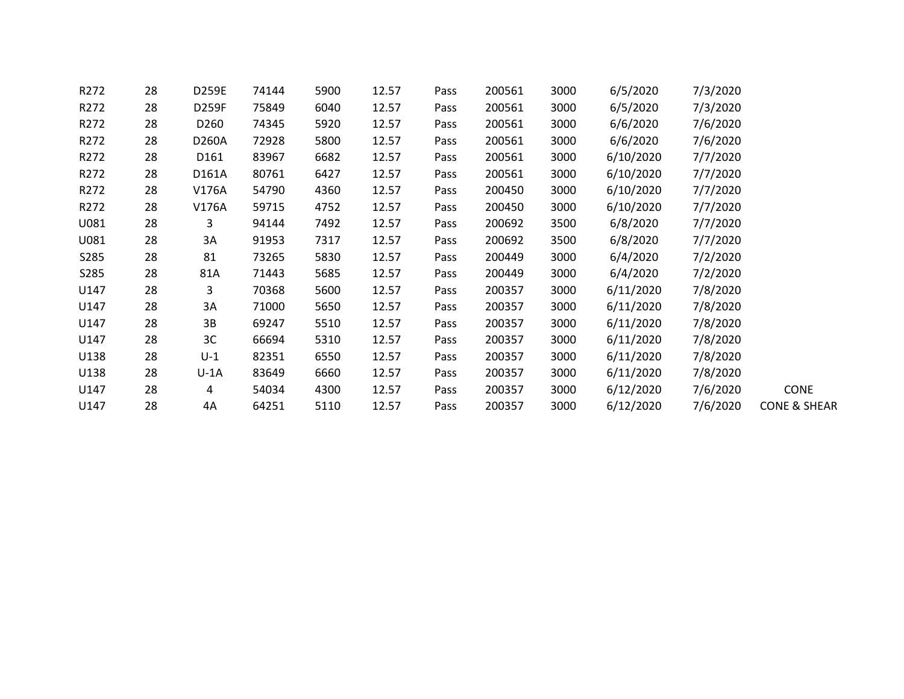| | | | | | | | | | | | |
|---|---|---|---|---|---|---|---|---|---|---|---|
| R272 | 28 | D259E | 74144 | 5900 | 12.57 | Pass | 200561 | 3000 | 6/5/2020 | 7/3/2020 | |
| R272 | 28 | D259F | 75849 | 6040 | 12.57 | Pass | 200561 | 3000 | 6/5/2020 | 7/3/2020 | |
| R272 | 28 | D260 | 74345 | 5920 | 12.57 | Pass | 200561 | 3000 | 6/6/2020 | 7/6/2020 | |
| R272 | 28 | D260A | 72928 | 5800 | 12.57 | Pass | 200561 | 3000 | 6/6/2020 | 7/6/2020 | |
| R272 | 28 | D161 | 83967 | 6682 | 12.57 | Pass | 200561 | 3000 | 6/10/2020 | 7/7/2020 | |
| R272 | 28 | D161A | 80761 | 6427 | 12.57 | Pass | 200561 | 3000 | 6/10/2020 | 7/7/2020 | |
| R272 | 28 | V176A | 54790 | 4360 | 12.57 | Pass | 200450 | 3000 | 6/10/2020 | 7/7/2020 | |
| R272 | 28 | V176A | 59715 | 4752 | 12.57 | Pass | 200450 | 3000 | 6/10/2020 | 7/7/2020 | |
| U081 | 28 | 3 | 94144 | 7492 | 12.57 | Pass | 200692 | 3500 | 6/8/2020 | 7/7/2020 | |
| U081 | 28 | 3A | 91953 | 7317 | 12.57 | Pass | 200692 | 3500 | 6/8/2020 | 7/7/2020 | |
| S285 | 28 | 81 | 73265 | 5830 | 12.57 | Pass | 200449 | 3000 | 6/4/2020 | 7/2/2020 | |
| S285 | 28 | 81A | 71443 | 5685 | 12.57 | Pass | 200449 | 3000 | 6/4/2020 | 7/2/2020 | |
| U147 | 28 | 3 | 70368 | 5600 | 12.57 | Pass | 200357 | 3000 | 6/11/2020 | 7/8/2020 | |
| U147 | 28 | 3A | 71000 | 5650 | 12.57 | Pass | 200357 | 3000 | 6/11/2020 | 7/8/2020 | |
| U147 | 28 | 3B | 69247 | 5510 | 12.57 | Pass | 200357 | 3000 | 6/11/2020 | 7/8/2020 | |
| U147 | 28 | 3C | 66694 | 5310 | 12.57 | Pass | 200357 | 3000 | 6/11/2020 | 7/8/2020 | |
| U138 | 28 | U-1 | 82351 | 6550 | 12.57 | Pass | 200357 | 3000 | 6/11/2020 | 7/8/2020 | |
| U138 | 28 | U-1A | 83649 | 6660 | 12.57 | Pass | 200357 | 3000 | 6/11/2020 | 7/8/2020 | |
| U147 | 28 | 4 | 54034 | 4300 | 12.57 | Pass | 200357 | 3000 | 6/12/2020 | 7/6/2020 | CONE |
| U147 | 28 | 4A | 64251 | 5110 | 12.57 | Pass | 200357 | 3000 | 6/12/2020 | 7/6/2020 | CONE & SHEAR |